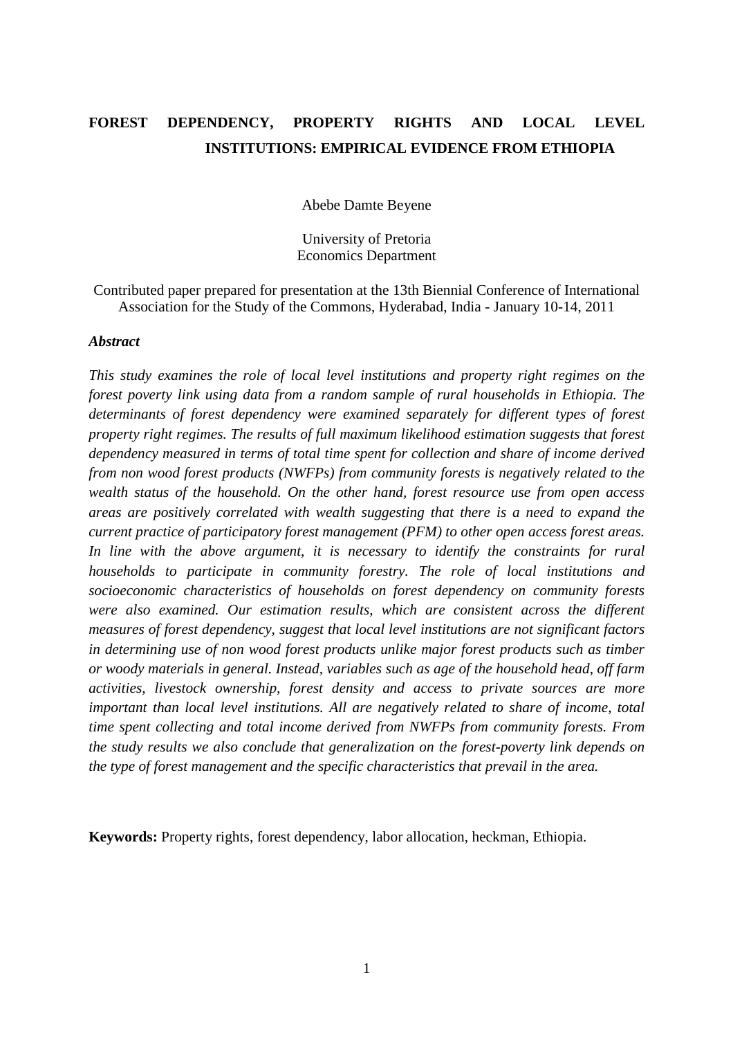# FOREST DEPENDENCY, PROPERTY RIGHTS AND LOCAL LEVEL INSTITUTIONS: EMPIRICAL EVIDENCE FROM ETHIOPIA

Abebe Damte Beyene

University of Pretoria
Economics Department

Contributed paper prepared for presentation at the 13th Biennial Conference of International Association for the Study of the Commons, Hyderabad, India - January 10-14, 2011

***Abstract***

*This study examines the role of local level institutions and property right regimes on the forest poverty link using data from a random sample of rural households in Ethiopia. The determinants of forest dependency were examined separately for different types of forest property right regimes. The results of full maximum likelihood estimation suggests that forest dependency measured in terms of total time spent for collection and share of income derived from non wood forest products (NWFPs) from community forests is negatively related to the wealth status of the household. On the other hand, forest resource use from open access areas are positively correlated with wealth suggesting that there is a need to expand the current practice of participatory forest management (PFM) to other open access forest areas. In line with the above argument, it is necessary to identify the constraints for rural households to participate in community forestry. The role of local institutions and socioeconomic characteristics of households on forest dependency on community forests were also examined. Our estimation results, which are consistent across the different measures of forest dependency, suggest that local level institutions are not significant factors in determining use of non wood forest products unlike major forest products such as timber or woody materials in general. Instead, variables such as age of the household head, off farm activities, livestock ownership, forest density and access to private sources are more important than local level institutions. All are negatively related to share of income, total time spent collecting and total income derived from NWFPs from community forests. From the study results we also conclude that generalization on the forest-poverty link depends on the type of forest management and the specific characteristics that prevail in the area.*

**Keywords:** Property rights, forest dependency, labor allocation, heckman, Ethiopia.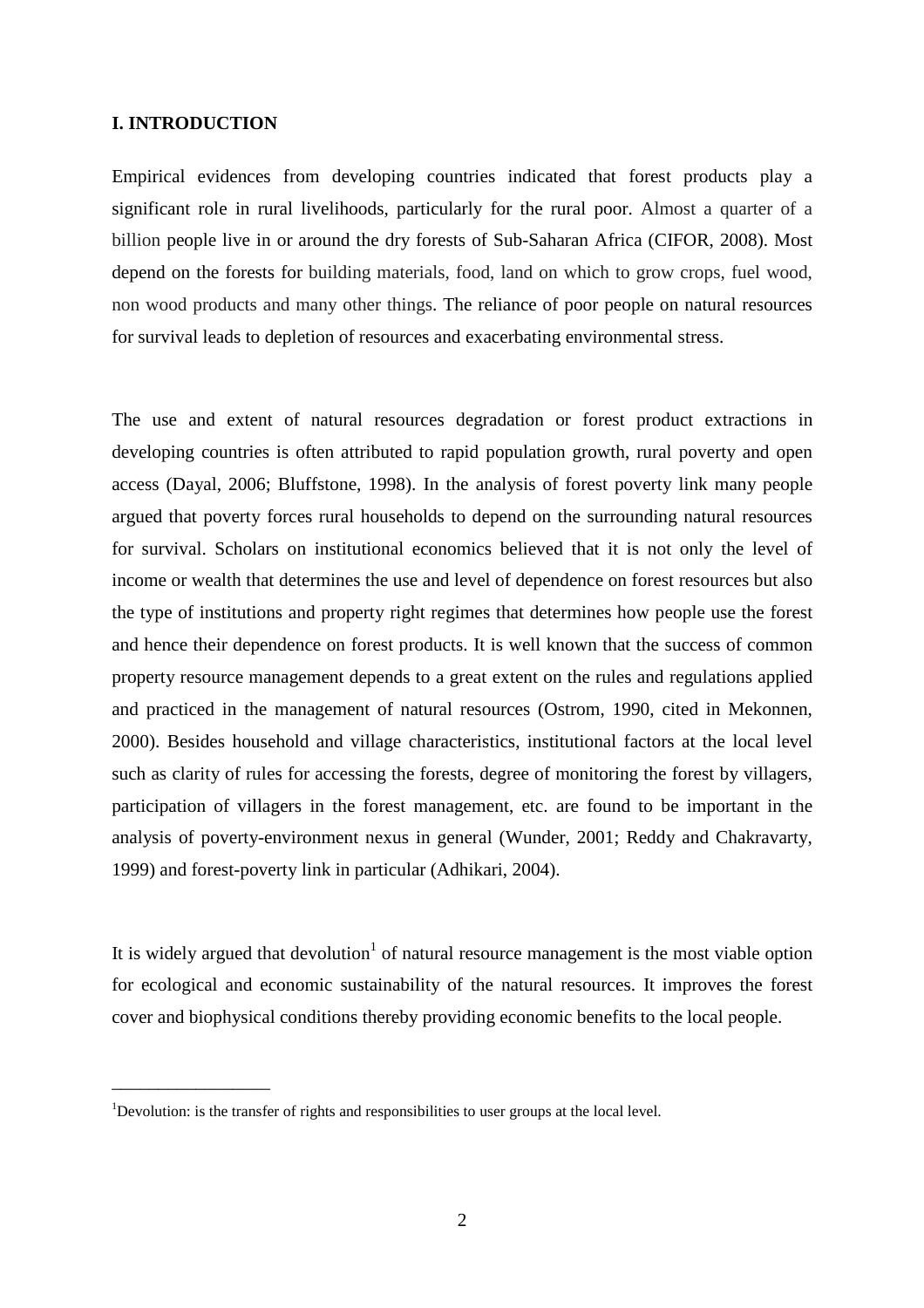## I. INTRODUCTION

Empirical evidences from developing countries indicated that forest products play a significant role in rural livelihoods, particularly for the rural poor. Almost a quarter of a billion people live in or around the dry forests of Sub-Saharan Africa (CIFOR, 2008). Most depend on the forests for building materials, food, land on which to grow crops, fuel wood, non wood products and many other things. The reliance of poor people on natural resources for survival leads to depletion of resources and exacerbating environmental stress.

The use and extent of natural resources degradation or forest product extractions in developing countries is often attributed to rapid population growth, rural poverty and open access (Dayal, 2006; Bluffstone, 1998). In the analysis of forest poverty link many people argued that poverty forces rural households to depend on the surrounding natural resources for survival. Scholars on institutional economics believed that it is not only the level of income or wealth that determines the use and level of dependence on forest resources but also the type of institutions and property right regimes that determines how people use the forest and hence their dependence on forest products. It is well known that the success of common property resource management depends to a great extent on the rules and regulations applied and practiced in the management of natural resources (Ostrom, 1990, cited in Mekonnen, 2000). Besides household and village characteristics, institutional factors at the local level such as clarity of rules for accessing the forests, degree of monitoring the forest by villagers, participation of villagers in the forest management, etc. are found to be important in the analysis of poverty-environment nexus in general (Wunder, 2001; Reddy and Chakravarty, 1999) and forest-poverty link in particular (Adhikari, 2004).

It is widely argued that devolution[1] of natural resource management is the most viable option for ecological and economic sustainability of the natural resources. It improves the forest cover and biophysical conditions thereby providing economic benefits to the local people.

---

[1]Devolution: is the transfer of rights and responsibilities to user groups at the local level.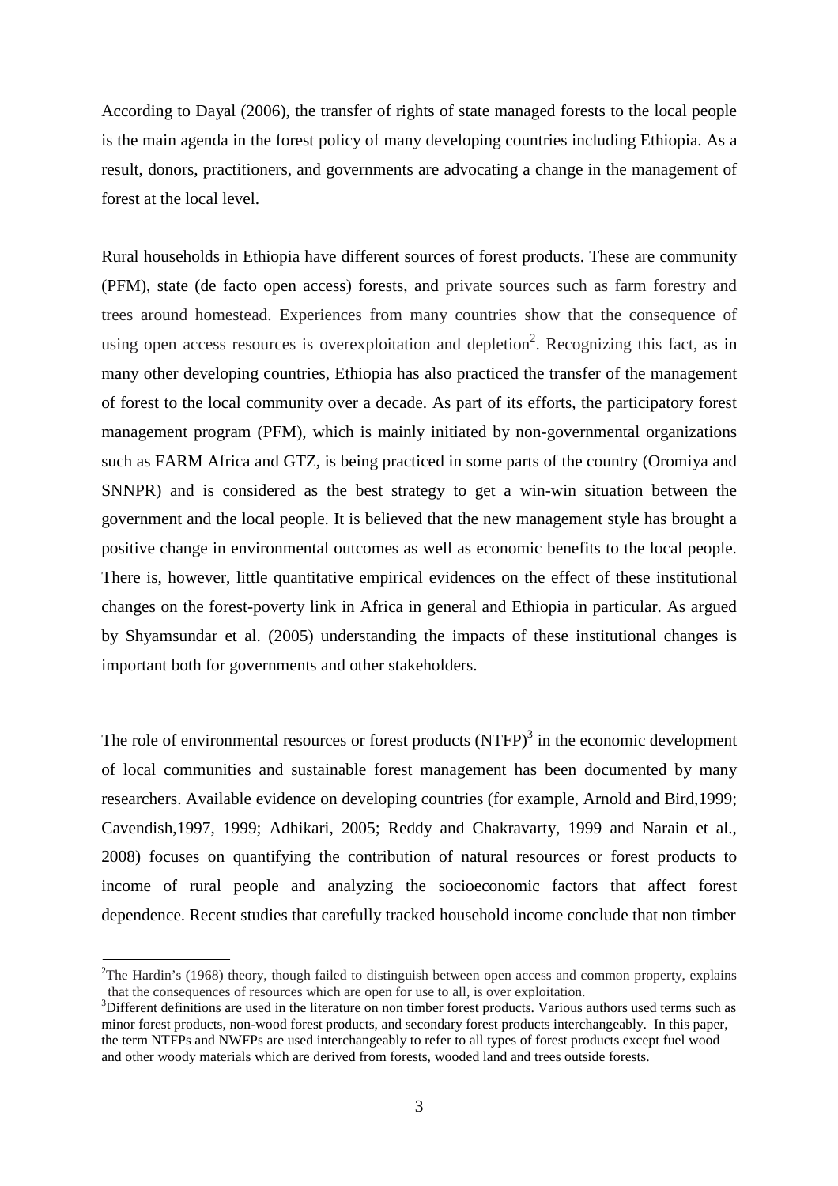According to Dayal (2006), the transfer of rights of state managed forests to the local people is the main agenda in the forest policy of many developing countries including Ethiopia. As a result, donors, practitioners, and governments are advocating a change in the management of forest at the local level.

Rural households in Ethiopia have different sources of forest products. These are community (PFM), state (de facto open access) forests, and private sources such as farm forestry and trees around homestead. Experiences from many countries show that the consequence of using open access resources is overexploitation and depletion[2]. Recognizing this fact, as in many other developing countries, Ethiopia has also practiced the transfer of the management of forest to the local community over a decade. As part of its efforts, the participatory forest management program (PFM), which is mainly initiated by non-governmental organizations such as FARM Africa and GTZ, is being practiced in some parts of the country (Oromiya and SNNPR) and is considered as the best strategy to get a win-win situation between the government and the local people. It is believed that the new management style has brought a positive change in environmental outcomes as well as economic benefits to the local people. There is, however, little quantitative empirical evidences on the effect of these institutional changes on the forest-poverty link in Africa in general and Ethiopia in particular. As argued by Shyamsundar et al. (2005) understanding the impacts of these institutional changes is important both for governments and other stakeholders.

The role of environmental resources or forest products (NTFP)[3] in the economic development of local communities and sustainable forest management has been documented by many researchers. Available evidence on developing countries (for example, Arnold and Bird,1999; Cavendish,1997, 1999; Adhikari, 2005; Reddy and Chakravarty, 1999 and Narain et al., 2008) focuses on quantifying the contribution of natural resources or forest products to income of rural people and analyzing the socioeconomic factors that affect forest dependence. Recent studies that carefully tracked household income conclude that non timber

---

[2] The Hardin's (1968) theory, though failed to distinguish between open access and common property, explains that the consequences of resources which are open for use to all, is over exploitation.

[3] Different definitions are used in the literature on non timber forest products. Various authors used terms such as minor forest products, non-wood forest products, and secondary forest products interchangeably. In this paper, the term NTFPs and NWFPs are used interchangeably to refer to all types of forest products except fuel wood and other woody materials which are derived from forests, wooded land and trees outside forests.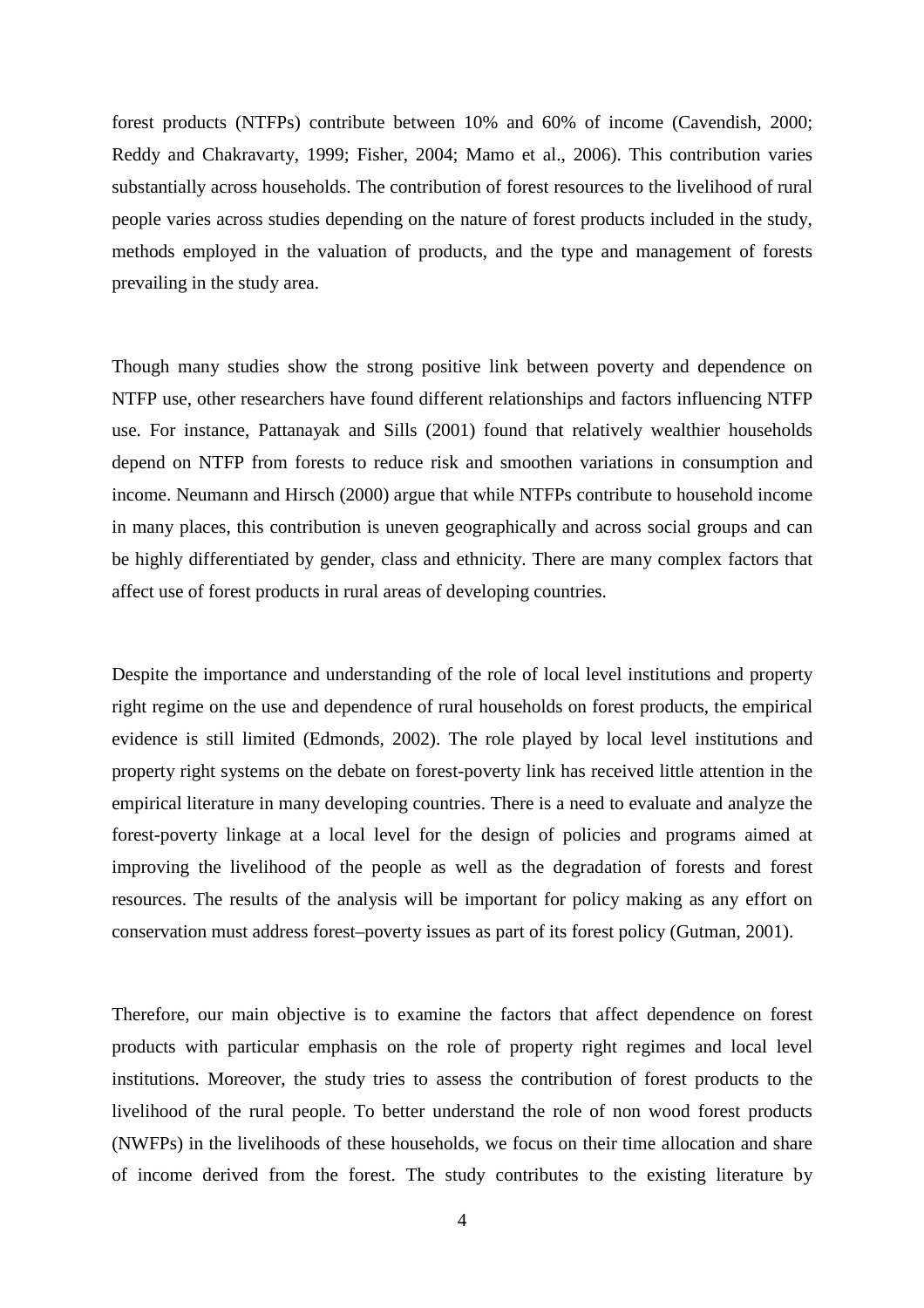forest products (NTFPs) contribute between 10% and 60% of income (Cavendish, 2000; Reddy and Chakravarty, 1999; Fisher, 2004; Mamo et al., 2006). This contribution varies substantially across households. The contribution of forest resources to the livelihood of rural people varies across studies depending on the nature of forest products included in the study, methods employed in the valuation of products, and the type and management of forests prevailing in the study area.

Though many studies show the strong positive link between poverty and dependence on NTFP use, other researchers have found different relationships and factors influencing NTFP use. For instance, Pattanayak and Sills (2001) found that relatively wealthier households depend on NTFP from forests to reduce risk and smoothen variations in consumption and income. Neumann and Hirsch (2000) argue that while NTFPs contribute to household income in many places, this contribution is uneven geographically and across social groups and can be highly differentiated by gender, class and ethnicity. There are many complex factors that affect use of forest products in rural areas of developing countries.

Despite the importance and understanding of the role of local level institutions and property right regime on the use and dependence of rural households on forest products, the empirical evidence is still limited (Edmonds, 2002). The role played by local level institutions and property right systems on the debate on forest-poverty link has received little attention in the empirical literature in many developing countries. There is a need to evaluate and analyze the forest-poverty linkage at a local level for the design of policies and programs aimed at improving the livelihood of the people as well as the degradation of forests and forest resources. The results of the analysis will be important for policy making as any effort on conservation must address forest–poverty issues as part of its forest policy (Gutman, 2001).

Therefore, our main objective is to examine the factors that affect dependence on forest products with particular emphasis on the role of property right regimes and local level institutions. Moreover, the study tries to assess the contribution of forest products to the livelihood of the rural people. To better understand the role of non wood forest products (NWFPs) in the livelihoods of these households, we focus on their time allocation and share of income derived from the forest. The study contributes to the existing literature by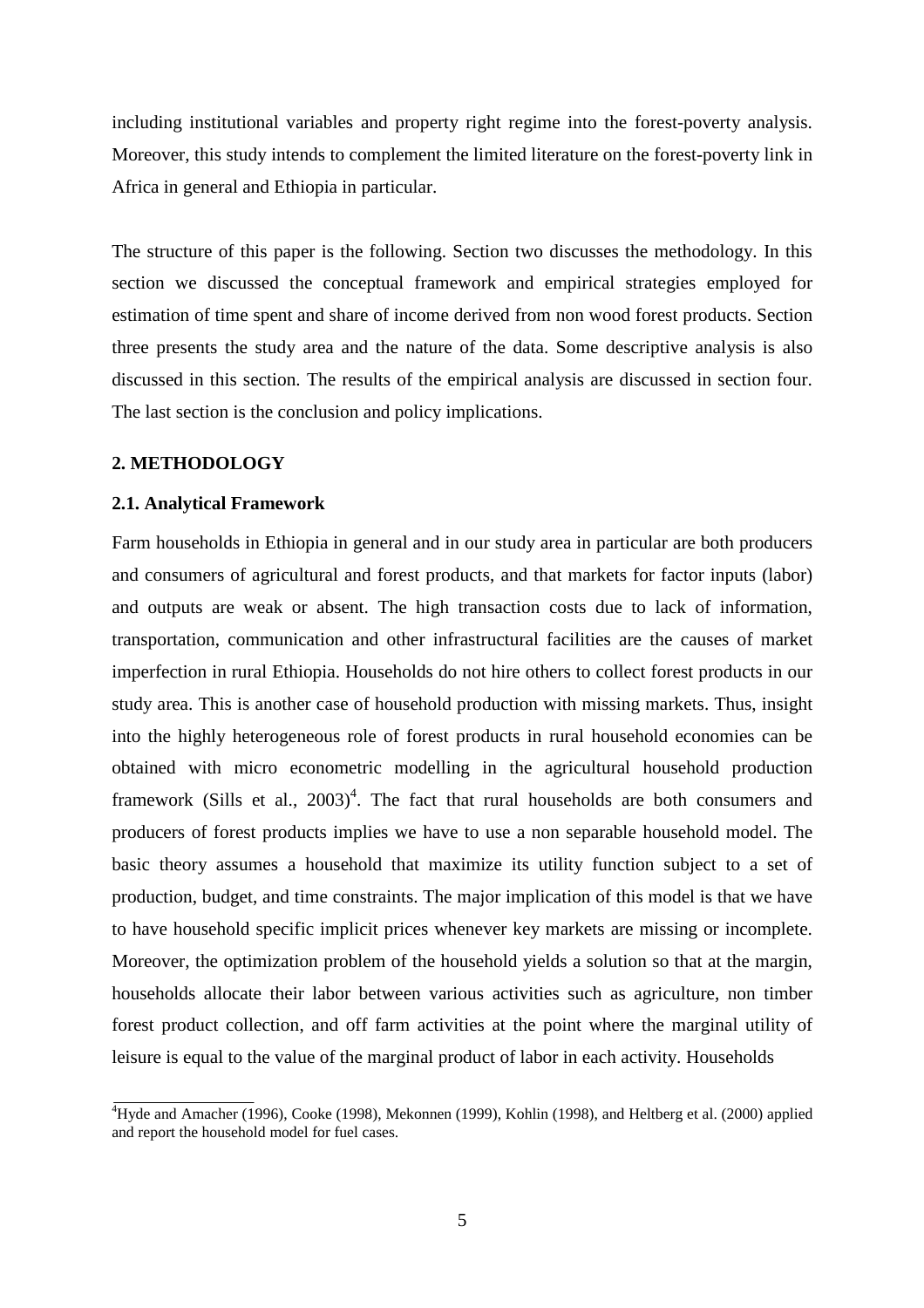including institutional variables and property right regime into the forest-poverty analysis. Moreover, this study intends to complement the limited literature on the forest-poverty link in Africa in general and Ethiopia in particular.

The structure of this paper is the following. Section two discusses the methodology. In this section we discussed the conceptual framework and empirical strategies employed for estimation of time spent and share of income derived from non wood forest products. Section three presents the study area and the nature of the data. Some descriptive analysis is also discussed in this section. The results of the empirical analysis are discussed in section four. The last section is the conclusion and policy implications.

## 2. METHODOLOGY

### 2.1. Analytical Framework

Farm households in Ethiopia in general and in our study area in particular are both producers and consumers of agricultural and forest products, and that markets for factor inputs (labor) and outputs are weak or absent. The high transaction costs due to lack of information, transportation, communication and other infrastructural facilities are the causes of market imperfection in rural Ethiopia. Households do not hire others to collect forest products in our study area. This is another case of household production with missing markets. Thus, insight into the highly heterogeneous role of forest products in rural household economies can be obtained with micro econometric modelling in the agricultural household production framework (Sills et al., 2003)[4]. The fact that rural households are both consumers and producers of forest products implies we have to use a non separable household model. The basic theory assumes a household that maximize its utility function subject to a set of production, budget, and time constraints. The major implication of this model is that we have to have household specific implicit prices whenever key markets are missing or incomplete. Moreover, the optimization problem of the household yields a solution so that at the margin, households allocate their labor between various activities such as agriculture, non timber forest product collection, and off farm activities at the point where the marginal utility of leisure is equal to the value of the marginal product of labor in each activity. Households

[4]Hyde and Amacher (1996), Cooke (1998), Mekonnen (1999), Kohlin (1998), and Heltberg et al. (2000) applied and report the household model for fuel cases.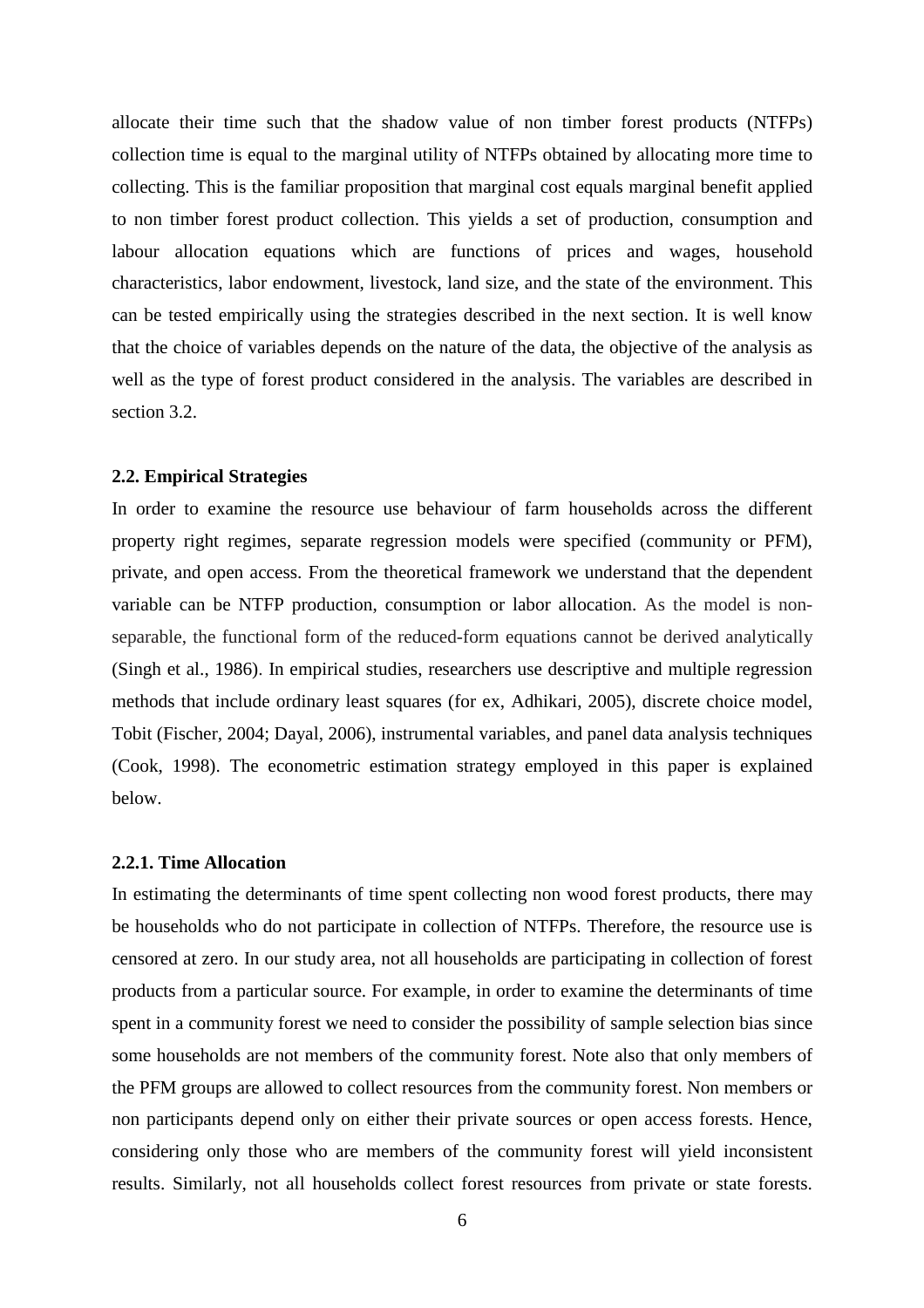allocate their time such that the shadow value of non timber forest products (NTFPs) collection time is equal to the marginal utility of NTFPs obtained by allocating more time to collecting. This is the familiar proposition that marginal cost equals marginal benefit applied to non timber forest product collection. This yields a set of production, consumption and labour allocation equations which are functions of prices and wages, household characteristics, labor endowment, livestock, land size, and the state of the environment. This can be tested empirically using the strategies described in the next section. It is well know that the choice of variables depends on the nature of the data, the objective of the analysis as well as the type of forest product considered in the analysis. The variables are described in section 3.2.

### 2.2. Empirical Strategies

In order to examine the resource use behaviour of farm households across the different property right regimes, separate regression models were specified (community or PFM), private, and open access. From the theoretical framework we understand that the dependent variable can be NTFP production, consumption or labor allocation. As the model is non-separable, the functional form of the reduced-form equations cannot be derived analytically (Singh et al., 1986). In empirical studies, researchers use descriptive and multiple regression methods that include ordinary least squares (for ex, Adhikari, 2005), discrete choice model, Tobit (Fischer, 2004; Dayal, 2006), instrumental variables, and panel data analysis techniques (Cook, 1998). The econometric estimation strategy employed in this paper is explained below.

#### 2.2.1. Time Allocation

In estimating the determinants of time spent collecting non wood forest products, there may be households who do not participate in collection of NTFPs. Therefore, the resource use is censored at zero. In our study area, not all households are participating in collection of forest products from a particular source. For example, in order to examine the determinants of time spent in a community forest we need to consider the possibility of sample selection bias since some households are not members of the community forest. Note also that only members of the PFM groups are allowed to collect resources from the community forest. Non members or non participants depend only on either their private sources or open access forests. Hence, considering only those who are members of the community forest will yield inconsistent results. Similarly, not all households collect forest resources from private or state forests.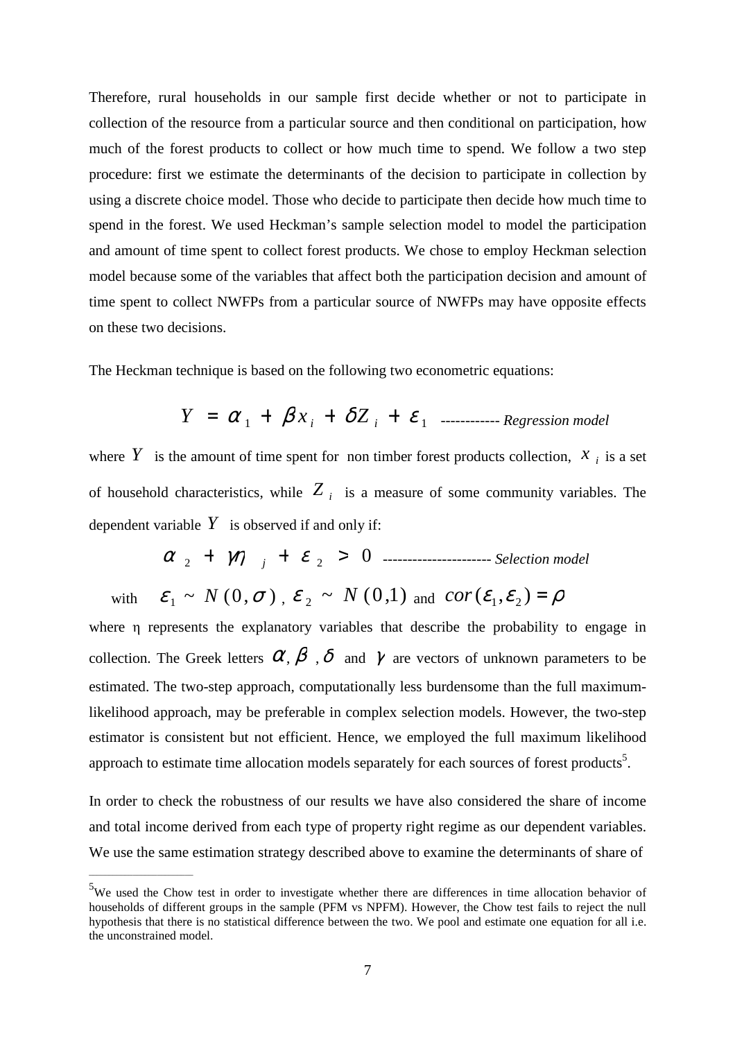Therefore, rural households in our sample first decide whether or not to participate in collection of the resource from a particular source and then conditional on participation, how much of the forest products to collect or how much time to spend. We follow a two step procedure: first we estimate the determinants of the decision to participate in collection by using a discrete choice model. Those who decide to participate then decide how much time to spend in the forest. We used Heckman's sample selection model to model the participation and amount of time spent to collect forest products. We chose to employ Heckman selection model because some of the variables that affect both the participation decision and amount of time spent to collect NWFPs from a particular source of NWFPs may have opposite effects on these two decisions.

The Heckman technique is based on the following two econometric equations:

$$Y = \alpha_1 + \beta x_i + \delta Z_i + \varepsilon_1 \text{ ------------ } \textit{Regression model}$$

where $Y$ is the amount of time spent for non timber forest products collection, $x_i$ is a set of household characteristics, while $Z_i$ is a measure of some community variables. The dependent variable $Y$ is observed if and only if:

$$\alpha_2 + \gamma\eta_j + \varepsilon_2 > 0 \text{ ---------------------- } \textit{Selection model}$$

with $\varepsilon_1 \sim N(0,\sigma)$, $\varepsilon_2 \sim N(0,1)$ and $cor(\varepsilon_1, \varepsilon_2) = \rho$

where η represents the explanatory variables that describe the probability to engage in collection. The Greek letters $\alpha$, $\beta$, $\delta$ and $\gamma$ are vectors of unknown parameters to be estimated. The two-step approach, computationally less burdensome than the full maximum-likelihood approach, may be preferable in complex selection models. However, the two-step estimator is consistent but not efficient. Hence, we employed the full maximum likelihood approach to estimate time allocation models separately for each sources of forest products[5].

In order to check the robustness of our results we have also considered the share of income and total income derived from each type of property right regime as our dependent variables. We use the same estimation strategy described above to examine the determinants of share of

[5]We used the Chow test in order to investigate whether there are differences in time allocation behavior of households of different groups in the sample (PFM vs NPFM). However, the Chow test fails to reject the null hypothesis that there is no statistical difference between the two. We pool and estimate one equation for all i.e. the unconstrained model.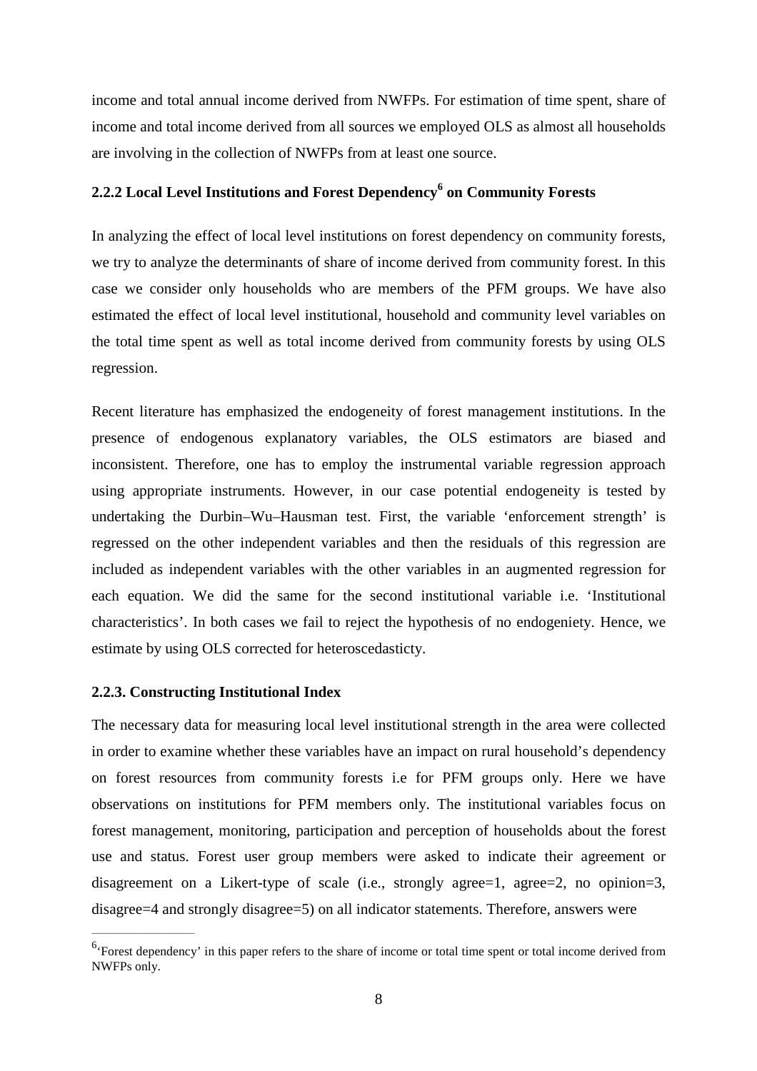income and total annual income derived from NWFPs. For estimation of time spent, share of income and total income derived from all sources we employed OLS as almost all households are involving in the collection of NWFPs from at least one source.

### 2.2.2 Local Level Institutions and Forest Dependency[6] on Community Forests

In analyzing the effect of local level institutions on forest dependency on community forests, we try to analyze the determinants of share of income derived from community forest. In this case we consider only households who are members of the PFM groups. We have also estimated the effect of local level institutional, household and community level variables on the total time spent as well as total income derived from community forests by using OLS regression.

Recent literature has emphasized the endogeneity of forest management institutions. In the presence of endogenous explanatory variables, the OLS estimators are biased and inconsistent. Therefore, one has to employ the instrumental variable regression approach using appropriate instruments. However, in our case potential endogeneity is tested by undertaking the Durbin–Wu–Hausman test. First, the variable 'enforcement strength' is regressed on the other independent variables and then the residuals of this regression are included as independent variables with the other variables in an augmented regression for each equation. We did the same for the second institutional variable i.e. 'Institutional characteristics'. In both cases we fail to reject the hypothesis of no endogeniety. Hence, we estimate by using OLS corrected for heteroscedasticty.

### 2.2.3. Constructing Institutional Index

The necessary data for measuring local level institutional strength in the area were collected in order to examine whether these variables have an impact on rural household's dependency on forest resources from community forests i.e for PFM groups only. Here we have observations on institutions for PFM members only. The institutional variables focus on forest management, monitoring, participation and perception of households about the forest use and status. Forest user group members were asked to indicate their agreement or disagreement on a Likert-type of scale (i.e., strongly agree=1, agree=2, no opinion=3, disagree=4 and strongly disagree=5) on all indicator statements. Therefore, answers were

---

[6]'Forest dependency' in this paper refers to the share of income or total time spent or total income derived from NWFPs only.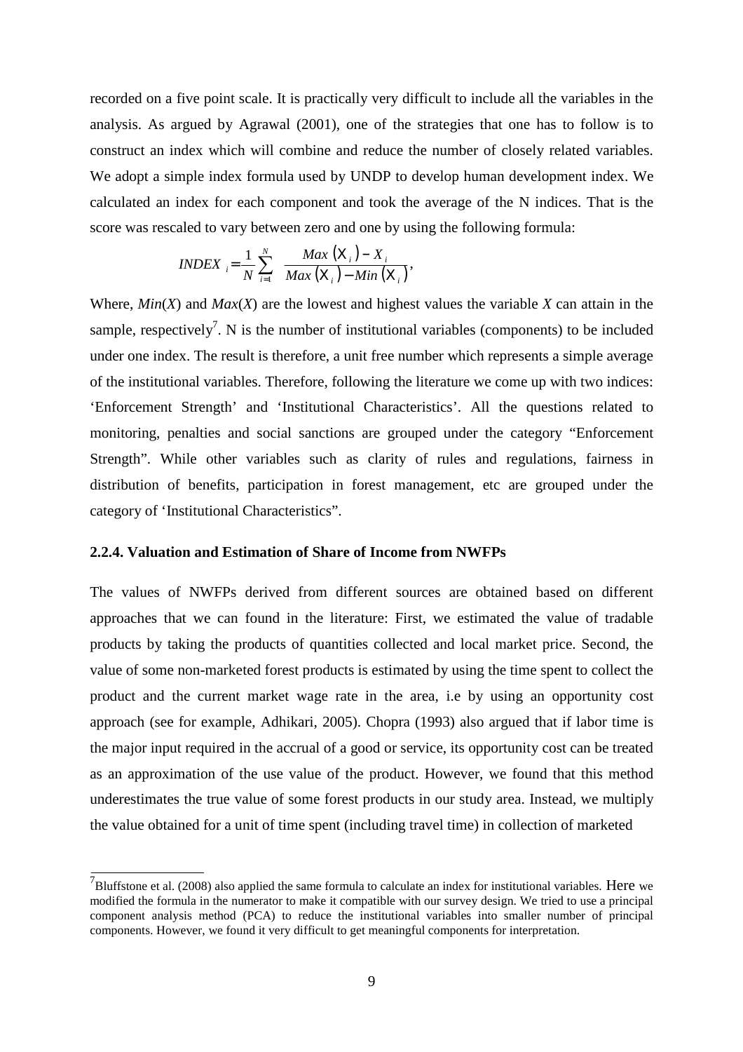recorded on a five point scale. It is practically very difficult to include all the variables in the analysis. As argued by Agrawal (2001), one of the strategies that one has to follow is to construct an index which will combine and reduce the number of closely related variables. We adopt a simple index formula used by UNDP to develop human development index. We calculated an index for each component and took the average of the N indices. That is the score was rescaled to vary between zero and one by using the following formula:

$$INDEX_i = \frac{1}{N} \sum_{i=1}^{N} \frac{Max(X_i) - X_i}{Max(X_i) - Min(X_i)},$$

Where, *Min*(*X*) and *Max*(*X*) are the lowest and highest values the variable *X* can attain in the sample, respectively[7]. N is the number of institutional variables (components) to be included under one index. The result is therefore, a unit free number which represents a simple average of the institutional variables. Therefore, following the literature we come up with two indices: 'Enforcement Strength' and 'Institutional Characteristics'. All the questions related to monitoring, penalties and social sanctions are grouped under the category "Enforcement Strength". While other variables such as clarity of rules and regulations, fairness in distribution of benefits, participation in forest management, etc are grouped under the category of 'Institutional Characteristics".

### 2.2.4. Valuation and Estimation of Share of Income from NWFPs

The values of NWFPs derived from different sources are obtained based on different approaches that we can found in the literature: First, we estimated the value of tradable products by taking the products of quantities collected and local market price. Second, the value of some non-marketed forest products is estimated by using the time spent to collect the product and the current market wage rate in the area, i.e by using an opportunity cost approach (see for example, Adhikari, 2005). Chopra (1993) also argued that if labor time is the major input required in the accrual of a good or service, its opportunity cost can be treated as an approximation of the use value of the product. However, we found that this method underestimates the true value of some forest products in our study area. Instead, we multiply the value obtained for a unit of time spent (including travel time) in collection of marketed

[7] Bluffstone et al. (2008) also applied the same formula to calculate an index for institutional variables. Here we modified the formula in the numerator to make it compatible with our survey design. We tried to use a principal component analysis method (PCA) to reduce the institutional variables into smaller number of principal components. However, we found it very difficult to get meaningful components for interpretation.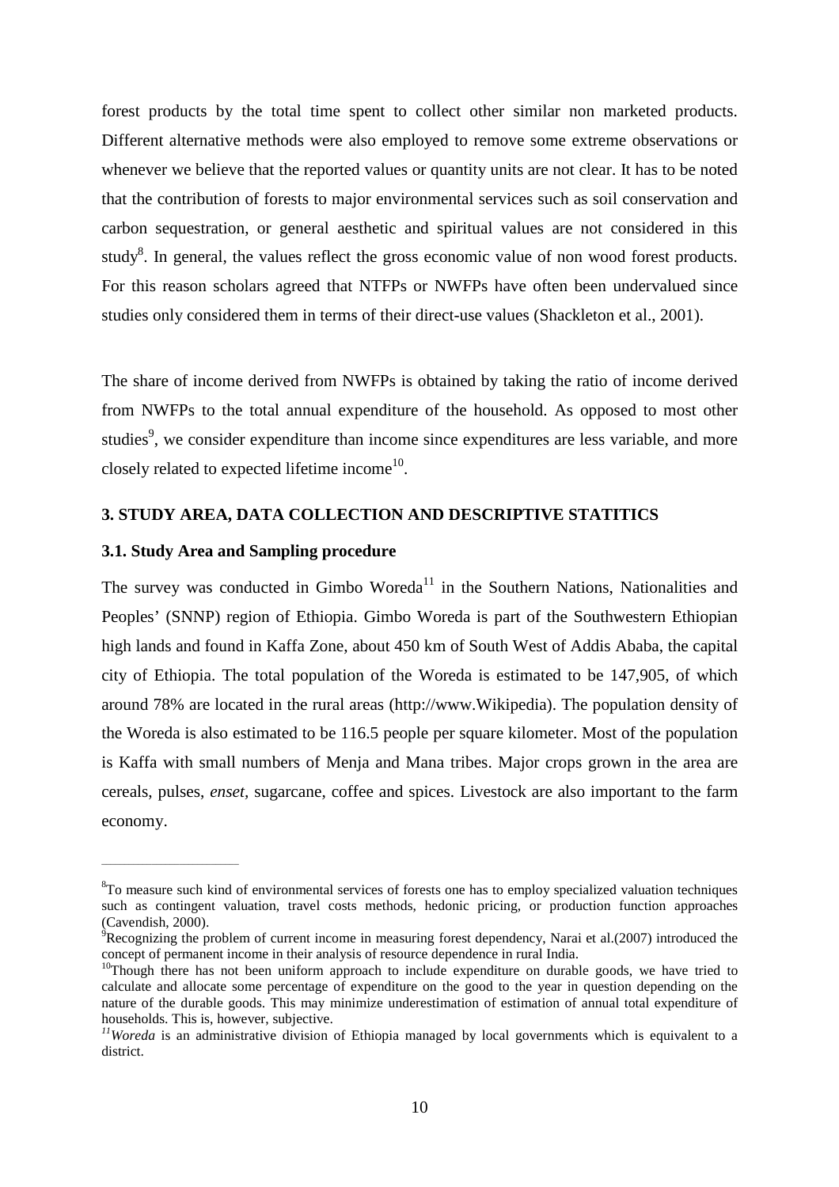forest products by the total time spent to collect other similar non marketed products. Different alternative methods were also employed to remove some extreme observations or whenever we believe that the reported values or quantity units are not clear. It has to be noted that the contribution of forests to major environmental services such as soil conservation and carbon sequestration, or general aesthetic and spiritual values are not considered in this study[8]. In general, the values reflect the gross economic value of non wood forest products. For this reason scholars agreed that NTFPs or NWFPs have often been undervalued since studies only considered them in terms of their direct-use values (Shackleton et al., 2001).

The share of income derived from NWFPs is obtained by taking the ratio of income derived from NWFPs to the total annual expenditure of the household. As opposed to most other studies[9], we consider expenditure than income since expenditures are less variable, and more closely related to expected lifetime income[10].

## 3. STUDY AREA, DATA COLLECTION AND DESCRIPTIVE STATITICS

### 3.1. Study Area and Sampling procedure

The survey was conducted in Gimbo Woreda[11] in the Southern Nations, Nationalities and Peoples' (SNNP) region of Ethiopia. Gimbo Woreda is part of the Southwestern Ethiopian high lands and found in Kaffa Zone, about 450 km of South West of Addis Ababa, the capital city of Ethiopia. The total population of the Woreda is estimated to be 147,905, of which around 78% are located in the rural areas (http://www.Wikipedia). The population density of the Woreda is also estimated to be 116.5 people per square kilometer. Most of the population is Kaffa with small numbers of Menja and Mana tribes. Major crops grown in the area are cereals, pulses, *enset*, sugarcane, coffee and spices. Livestock are also important to the farm economy.

---

[8]To measure such kind of environmental services of forests one has to employ specialized valuation techniques such as contingent valuation, travel costs methods, hedonic pricing, or production function approaches (Cavendish, 2000).

[9]Recognizing the problem of current income in measuring forest dependency, Narai et al.(2007) introduced the concept of permanent income in their analysis of resource dependence in rural India.

[10]Though there has not been uniform approach to include expenditure on durable goods, we have tried to calculate and allocate some percentage of expenditure on the good to the year in question depending on the nature of the durable goods. This may minimize underestimation of estimation of annual total expenditure of households. This is, however, subjective.

[11]*Woreda* is an administrative division of Ethiopia managed by local governments which is equivalent to a district.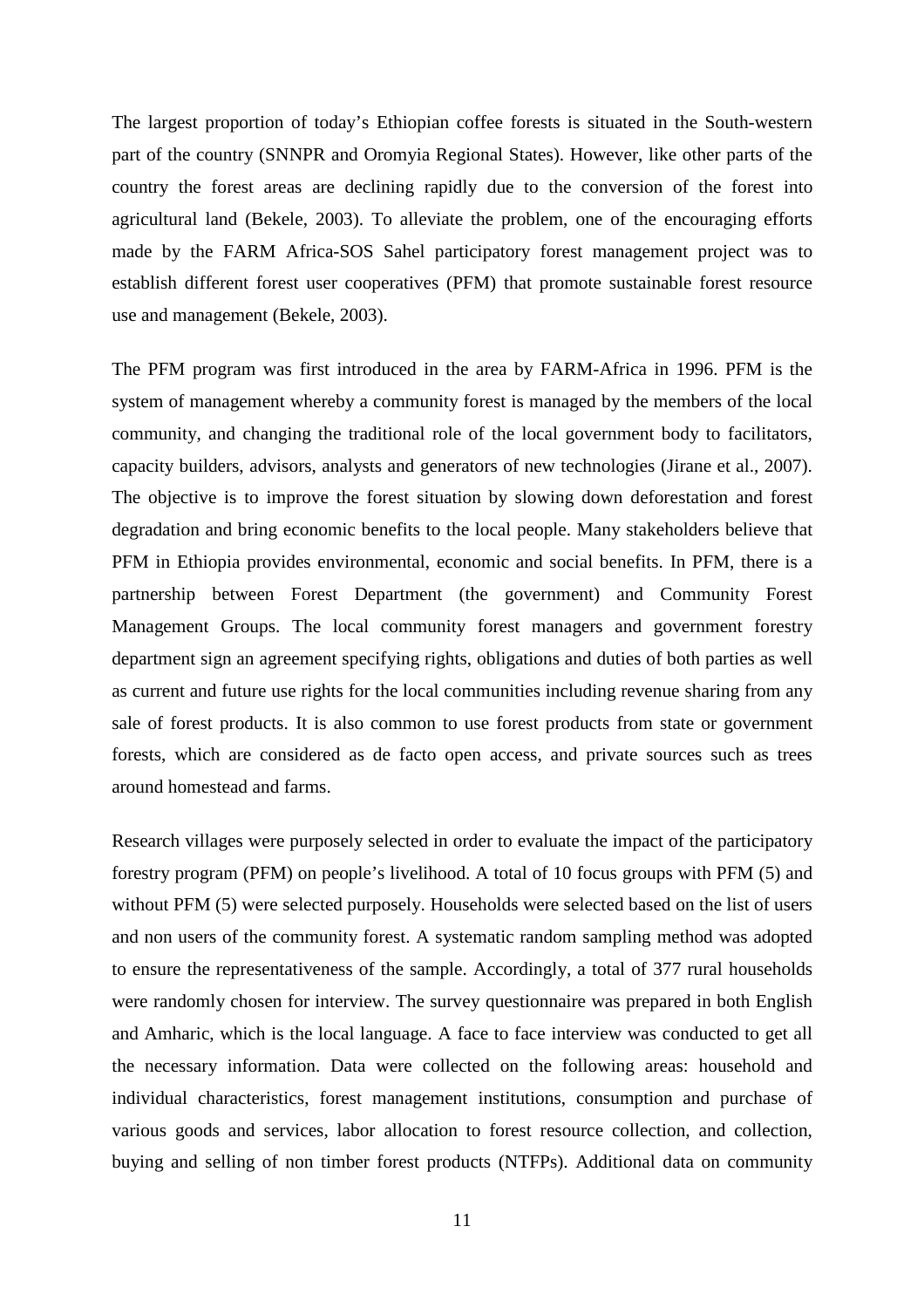The largest proportion of today's Ethiopian coffee forests is situated in the South-western part of the country (SNNPR and Oromyia Regional States). However, like other parts of the country the forest areas are declining rapidly due to the conversion of the forest into agricultural land (Bekele, 2003). To alleviate the problem, one of the encouraging efforts made by the FARM Africa-SOS Sahel participatory forest management project was to establish different forest user cooperatives (PFM) that promote sustainable forest resource use and management (Bekele, 2003).

The PFM program was first introduced in the area by FARM-Africa in 1996. PFM is the system of management whereby a community forest is managed by the members of the local community, and changing the traditional role of the local government body to facilitators, capacity builders, advisors, analysts and generators of new technologies (Jirane et al., 2007). The objective is to improve the forest situation by slowing down deforestation and forest degradation and bring economic benefits to the local people. Many stakeholders believe that PFM in Ethiopia provides environmental, economic and social benefits. In PFM, there is a partnership between Forest Department (the government) and Community Forest Management Groups. The local community forest managers and government forestry department sign an agreement specifying rights, obligations and duties of both parties as well as current and future use rights for the local communities including revenue sharing from any sale of forest products. It is also common to use forest products from state or government forests, which are considered as de facto open access, and private sources such as trees around homestead and farms.

Research villages were purposely selected in order to evaluate the impact of the participatory forestry program (PFM) on people's livelihood. A total of 10 focus groups with PFM (5) and without PFM (5) were selected purposely. Households were selected based on the list of users and non users of the community forest. A systematic random sampling method was adopted to ensure the representativeness of the sample. Accordingly, a total of 377 rural households were randomly chosen for interview. The survey questionnaire was prepared in both English and Amharic, which is the local language. A face to face interview was conducted to get all the necessary information. Data were collected on the following areas: household and individual characteristics, forest management institutions, consumption and purchase of various goods and services, labor allocation to forest resource collection, and collection, buying and selling of non timber forest products (NTFPs). Additional data on community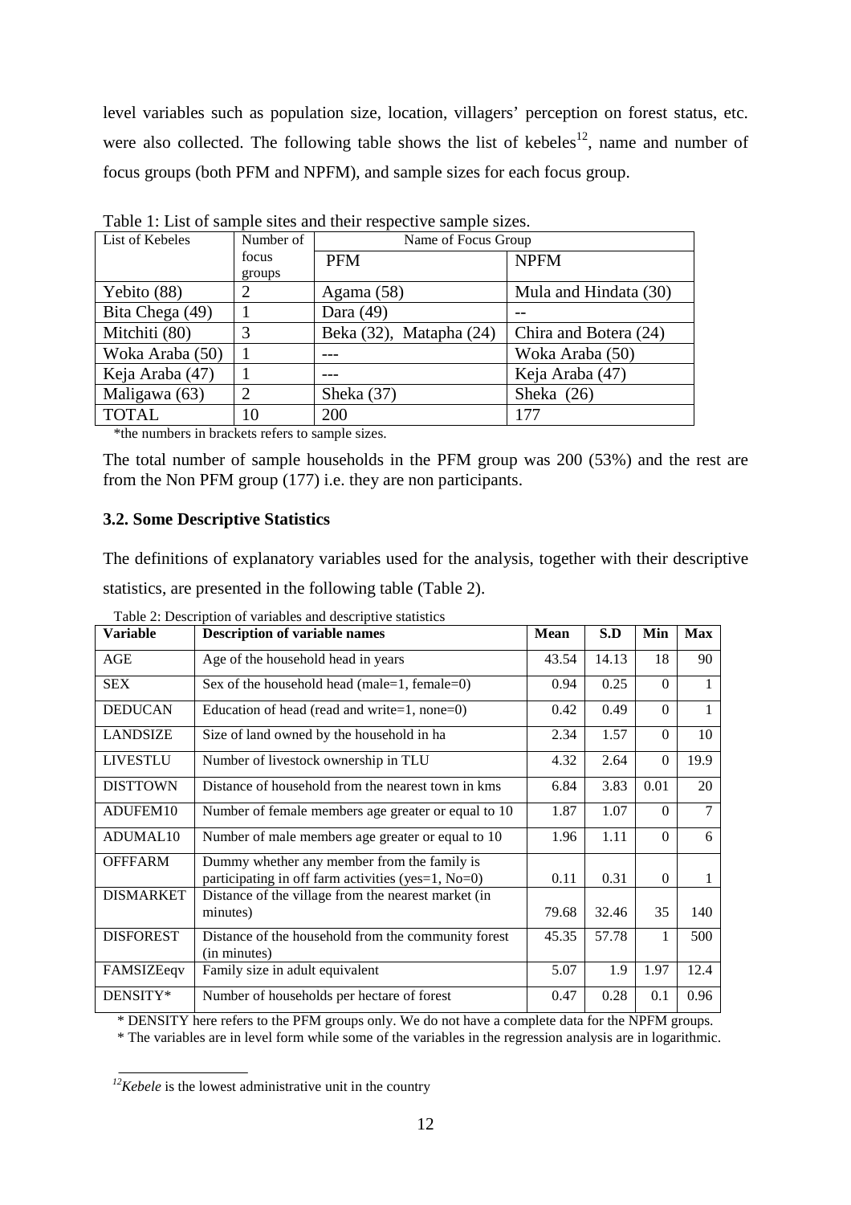level variables such as population size, location, villagers' perception on forest status, etc. were also collected. The following table shows the list of kebeles[12], name and number of focus groups (both PFM and NPFM), and sample sizes for each focus group.

Table 1: List of sample sites and their respective sample sizes.

| List of Kebeles | Number of focus groups | Name of Focus Group | |
|---|---|---|---|
| | | PFM | NPFM |
| Yebito (88) | 2 | Agama (58) | Mula and Hindata (30) |
| Bita Chega (49) | 1 | Dara (49) | -- |
| Mitchiti (80) | 3 | Beka (32), Matapha (24) | Chira and Botera (24) |
| Woka Araba (50) | 1 | --- | Woka Araba (50) |
| Keja Araba (47) | 1 | --- | Keja Araba (47) |
| Maligawa (63) | 2 | Sheka (37) | Sheka (26) |
| TOTAL | 10 | 200 | 177 |

*the numbers in brackets refers to sample sizes.

The total number of sample households in the PFM group was 200 (53%) and the rest are from the Non PFM group (177) i.e. they are non participants.

### 3.2. Some Descriptive Statistics

The definitions of explanatory variables used for the analysis, together with their descriptive statistics, are presented in the following table (Table 2).

Table 2: Description of variables and descriptive statistics

| Variable | Description of variable names | Mean | S.D | Min | Max |
|---|---|---|---|---|---|
| AGE | Age of the household head in years | 43.54 | 14.13 | 18 | 90 |
| SEX | Sex of the household head (male=1, female=0) | 0.94 | 0.25 | 0 | 1 |
| DEDUCAN | Education of head (read and write=1, none=0) | 0.42 | 0.49 | 0 | 1 |
| LANDSIZE | Size of land owned by the household in ha | 2.34 | 1.57 | 0 | 10 |
| LIVESTLU | Number of livestock ownership in TLU | 4.32 | 2.64 | 0 | 19.9 |
| DISTTOWN | Distance of household from the nearest town in kms | 6.84 | 3.83 | 0.01 | 20 |
| ADUFEM10 | Number of female members age greater or equal to 10 | 1.87 | 1.07 | 0 | 7 |
| ADUMAL10 | Number of male members age greater or equal to 10 | 1.96 | 1.11 | 0 | 6 |
| OFFFARM | Dummy whether any member from the family is participating in off farm activities (yes=1, No=0) | 0.11 | 0.31 | 0 | 1 |
| DISMARKET | Distance of the village from the nearest market (in minutes) | 79.68 | 32.46 | 35 | 140 |
| DISFOREST | Distance of the household from the community forest (in minutes) | 45.35 | 57.78 | 1 | 500 |
| FAMSIZEeqv | Family size in adult equivalent | 5.07 | 1.9 | 1.97 | 12.4 |
| DENSITY* | Number of households per hectare of forest | 0.47 | 0.28 | 0.1 | 0.96 |

\* DENSITY here refers to the PFM groups only. We do not have a complete data for the NPFM groups.

\* The variables are in level form while some of the variables in the regression analysis are in logarithmic.

[12] *Kebele* is the lowest administrative unit in the country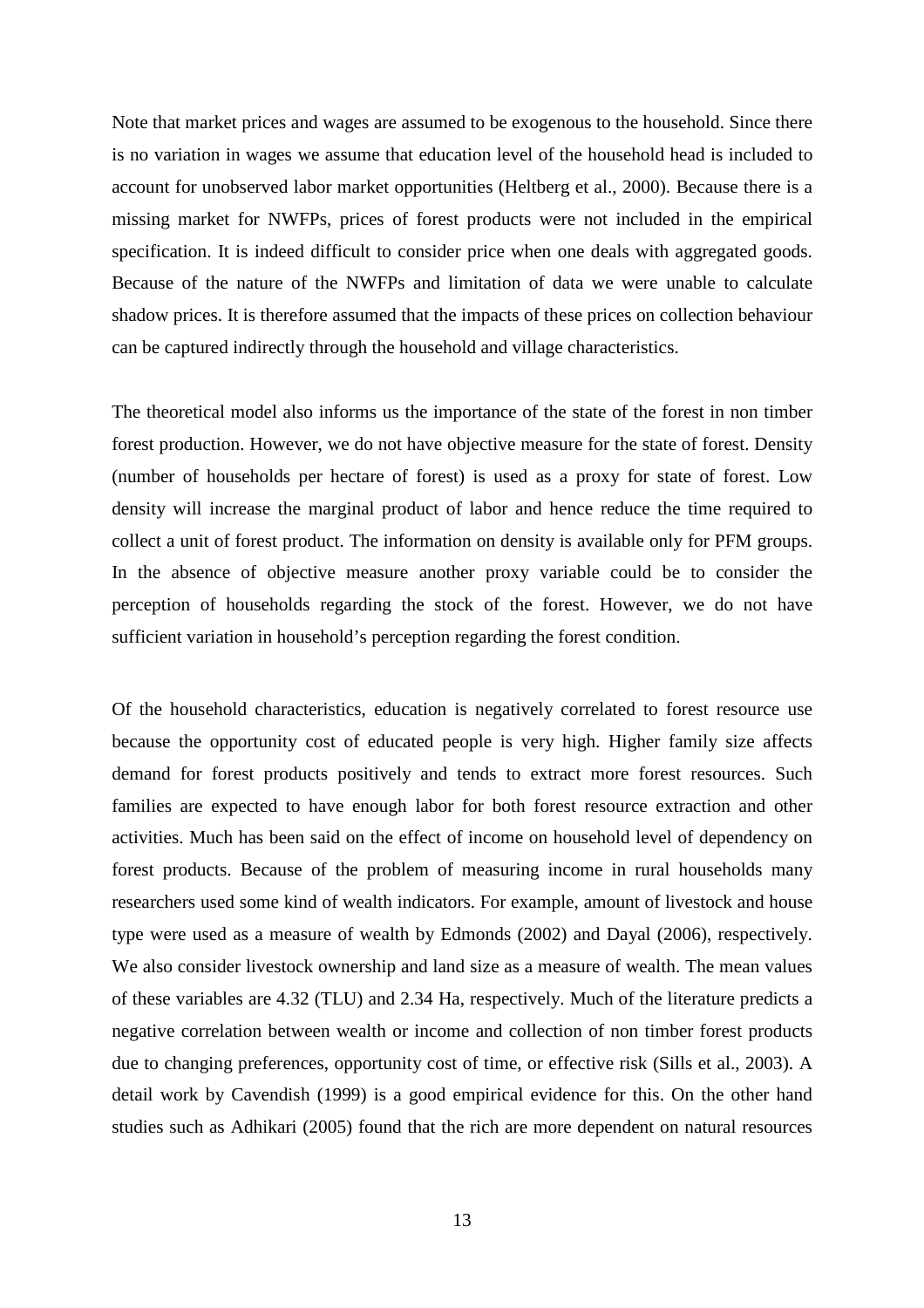Note that market prices and wages are assumed to be exogenous to the household. Since there is no variation in wages we assume that education level of the household head is included to account for unobserved labor market opportunities (Heltberg et al., 2000). Because there is a missing market for NWFPs, prices of forest products were not included in the empirical specification. It is indeed difficult to consider price when one deals with aggregated goods. Because of the nature of the NWFPs and limitation of data we were unable to calculate shadow prices. It is therefore assumed that the impacts of these prices on collection behaviour can be captured indirectly through the household and village characteristics.

The theoretical model also informs us the importance of the state of the forest in non timber forest production. However, we do not have objective measure for the state of forest. Density (number of households per hectare of forest) is used as a proxy for state of forest. Low density will increase the marginal product of labor and hence reduce the time required to collect a unit of forest product. The information on density is available only for PFM groups. In the absence of objective measure another proxy variable could be to consider the perception of households regarding the stock of the forest. However, we do not have sufficient variation in household's perception regarding the forest condition.

Of the household characteristics, education is negatively correlated to forest resource use because the opportunity cost of educated people is very high. Higher family size affects demand for forest products positively and tends to extract more forest resources. Such families are expected to have enough labor for both forest resource extraction and other activities. Much has been said on the effect of income on household level of dependency on forest products. Because of the problem of measuring income in rural households many researchers used some kind of wealth indicators. For example, amount of livestock and house type were used as a measure of wealth by Edmonds (2002) and Dayal (2006), respectively. We also consider livestock ownership and land size as a measure of wealth. The mean values of these variables are 4.32 (TLU) and 2.34 Ha, respectively. Much of the literature predicts a negative correlation between wealth or income and collection of non timber forest products due to changing preferences, opportunity cost of time, or effective risk (Sills et al., 2003). A detail work by Cavendish (1999) is a good empirical evidence for this. On the other hand studies such as Adhikari (2005) found that the rich are more dependent on natural resources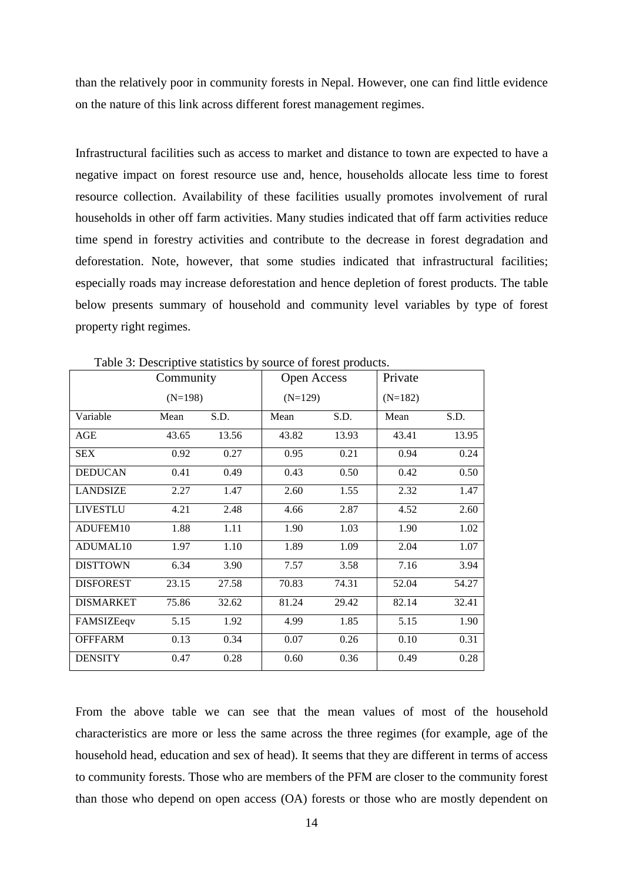than the relatively poor in community forests in Nepal. However, one can find little evidence on the nature of this link across different forest management regimes.

Infrastructural facilities such as access to market and distance to town are expected to have a negative impact on forest resource use and, hence, households allocate less time to forest resource collection. Availability of these facilities usually promotes involvement of rural households in other off farm activities. Many studies indicated that off farm activities reduce time spend in forestry activities and contribute to the decrease in forest degradation and deforestation. Note, however, that some studies indicated that infrastructural facilities; especially roads may increase deforestation and hence depletion of forest products. The table below presents summary of household and community level variables by type of forest property right regimes.

Table 3: Descriptive statistics by source of forest products.

| | Community (N=198) | | Open Access (N=129) | | Private (N=182) | |
|---|---|---|---|---|---|---|
| Variable | Mean | S.D. | Mean | S.D. | Mean | S.D. |
| AGE | 43.65 | 13.56 | 43.82 | 13.93 | 43.41 | 13.95 |
| SEX | 0.92 | 0.27 | 0.95 | 0.21 | 0.94 | 0.24 |
| DEDUCAN | 0.41 | 0.49 | 0.43 | 0.50 | 0.42 | 0.50 |
| LANDSIZE | 2.27 | 1.47 | 2.60 | 1.55 | 2.32 | 1.47 |
| LIVESTLU | 4.21 | 2.48 | 4.66 | 2.87 | 4.52 | 2.60 |
| ADUFEM10 | 1.88 | 1.11 | 1.90 | 1.03 | 1.90 | 1.02 |
| ADUMAL10 | 1.97 | 1.10 | 1.89 | 1.09 | 2.04 | 1.07 |
| DISTTOWN | 6.34 | 3.90 | 7.57 | 3.58 | 7.16 | 3.94 |
| DISFOREST | 23.15 | 27.58 | 70.83 | 74.31 | 52.04 | 54.27 |
| DISMARKET | 75.86 | 32.62 | 81.24 | 29.42 | 82.14 | 32.41 |
| FAMSIZEeqv | 5.15 | 1.92 | 4.99 | 1.85 | 5.15 | 1.90 |
| OFFFARM | 0.13 | 0.34 | 0.07 | 0.26 | 0.10 | 0.31 |
| DENSITY | 0.47 | 0.28 | 0.60 | 0.36 | 0.49 | 0.28 |

From the above table we can see that the mean values of most of the household characteristics are more or less the same across the three regimes (for example, age of the household head, education and sex of head). It seems that they are different in terms of access to community forests. Those who are members of the PFM are closer to the community forest than those who depend on open access (OA) forests or those who are mostly dependent on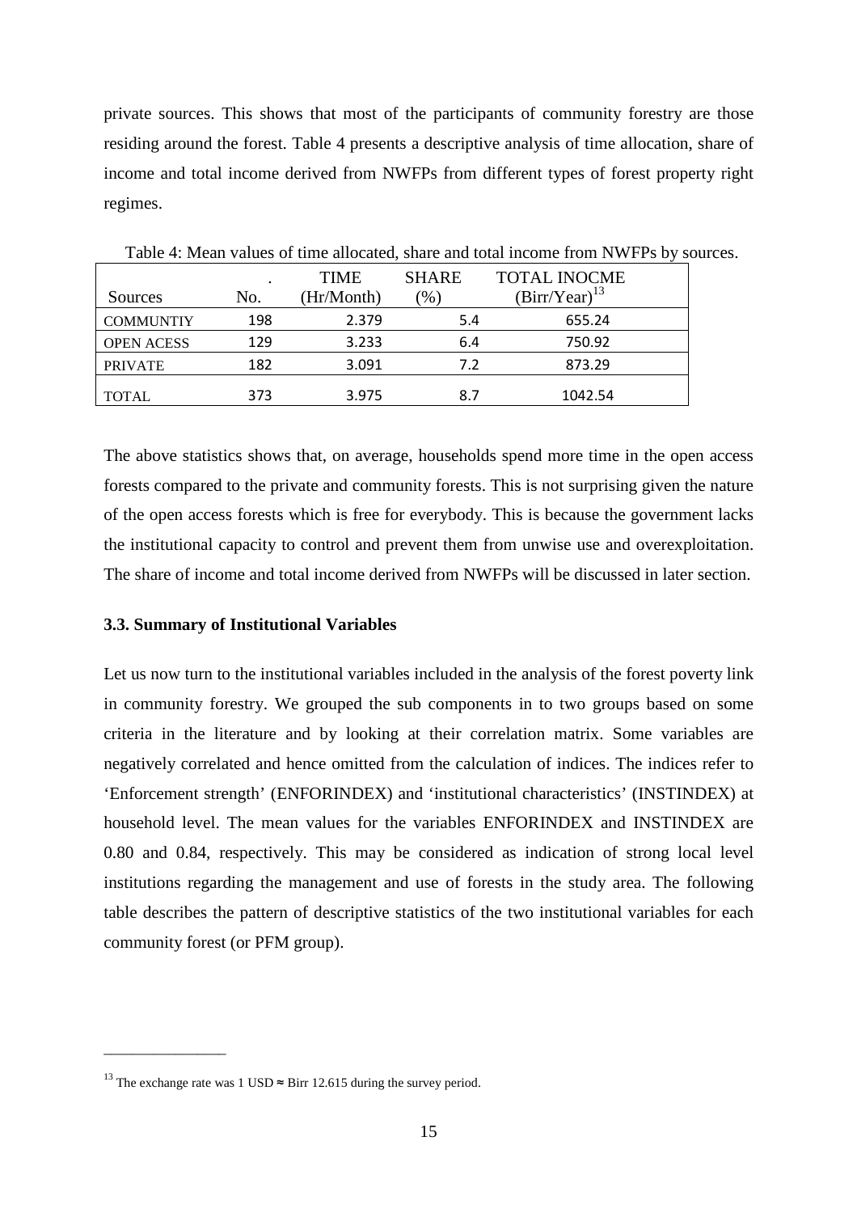private sources. This shows that most of the participants of community forestry are those residing around the forest. Table 4 presents a descriptive analysis of time allocation, share of income and total income derived from NWFPs from different types of forest property right regimes.

Table 4: Mean values of time allocated, share and total income from NWFPs by sources.

| Sources | No. | TIME (Hr/Month) | SHARE (%) | TOTAL INOCME (Birr/Year)[13] |
|---|---|---|---|---|
| COMMUNTIY | 198 | 2.379 | 5.4 | 655.24 |
| OPEN ACESS | 129 | 3.233 | 6.4 | 750.92 |
| PRIVATE | 182 | 3.091 | 7.2 | 873.29 |
| TOTAL | 373 | 3.975 | 8.7 | 1042.54 |

The above statistics shows that, on average, households spend more time in the open access forests compared to the private and community forests. This is not surprising given the nature of the open access forests which is free for everybody. This is because the government lacks the institutional capacity to control and prevent them from unwise use and overexploitation. The share of income and total income derived from NWFPs will be discussed in later section.

### 3.3. Summary of Institutional Variables

Let us now turn to the institutional variables included in the analysis of the forest poverty link in community forestry. We grouped the sub components in to two groups based on some criteria in the literature and by looking at their correlation matrix. Some variables are negatively correlated and hence omitted from the calculation of indices. The indices refer to 'Enforcement strength' (ENFORINDEX) and 'institutional characteristics' (INSTINDEX) at household level. The mean values for the variables ENFORINDEX and INSTINDEX are 0.80 and 0.84, respectively. This may be considered as indication of strong local level institutions regarding the management and use of forests in the study area. The following table describes the pattern of descriptive statistics of the two institutional variables for each community forest (or PFM group).

---

[13] The exchange rate was 1 USD ≈ Birr 12.615 during the survey period.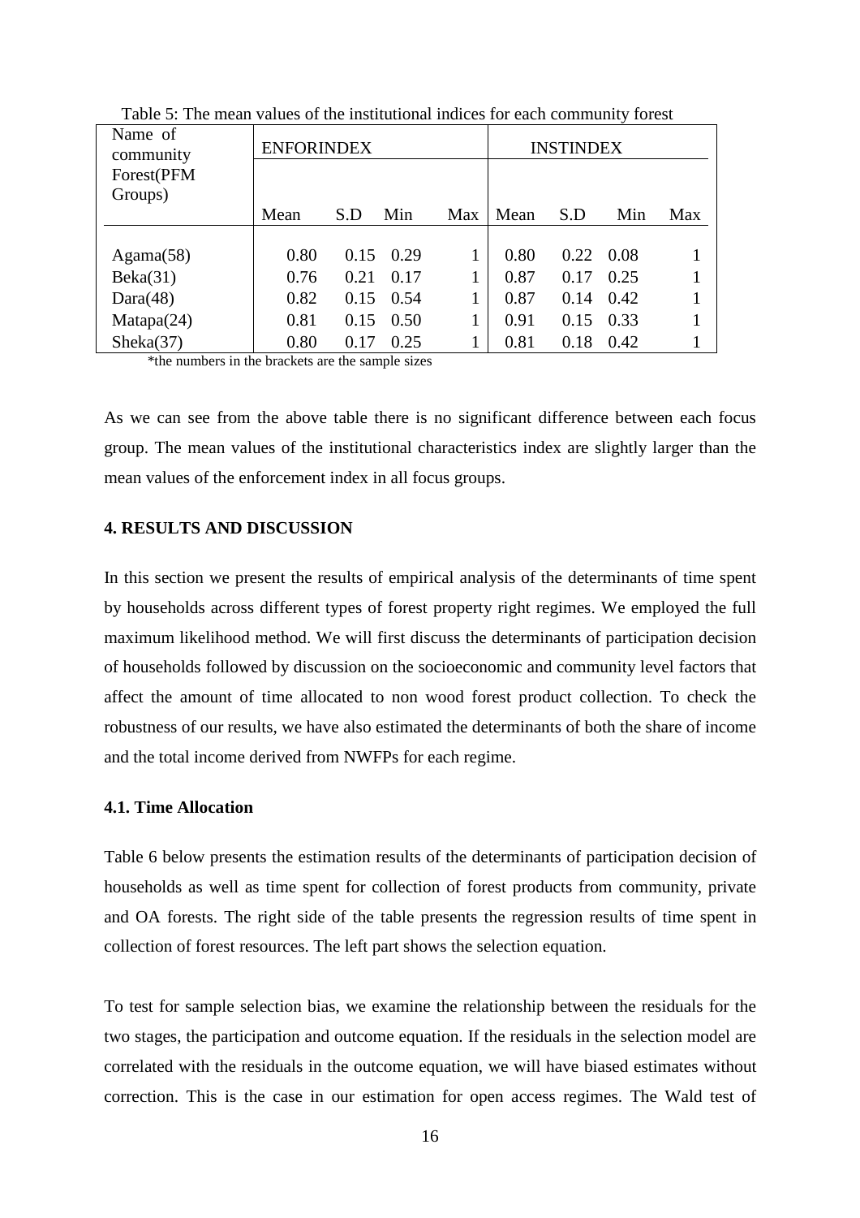Table 5: The mean values of the institutional indices for each community forest

| Name of community Forest(PFM Groups) | ENFORINDEX | | | | INSTINDEX | | | |
|---|---|---|---|---|---|---|---|---|
| | Mean | S.D | Min | Max | Mean | S.D | Min | Max |
| Agama(58) | 0.80 | 0.15 | 0.29 | 1 | 0.80 | 0.22 | 0.08 | 1 |
| Beka(31) | 0.76 | 0.21 | 0.17 | 1 | 0.87 | 0.17 | 0.25 | 1 |
| Dara(48) | 0.82 | 0.15 | 0.54 | 1 | 0.87 | 0.14 | 0.42 | 1 |
| Matapa(24) | 0.81 | 0.15 | 0.50 | 1 | 0.91 | 0.15 | 0.33 | 1 |
| Sheka(37) | 0.80 | 0.17 | 0.25 | 1 | 0.81 | 0.18 | 0.42 | 1 |

*the numbers in the brackets are the sample sizes

As we can see from the above table there is no significant difference between each focus group. The mean values of the institutional characteristics index are slightly larger than the mean values of the enforcement index in all focus groups.

**4. RESULTS AND DISCUSSION**

In this section we present the results of empirical analysis of the determinants of time spent by households across different types of forest property right regimes. We employed the full maximum likelihood method. We will first discuss the determinants of participation decision of households followed by discussion on the socioeconomic and community level factors that affect the amount of time allocated to non wood forest product collection. To check the robustness of our results, we have also estimated the determinants of both the share of income and the total income derived from NWFPs for each regime.

**4.1. Time Allocation**

Table 6 below presents the estimation results of the determinants of participation decision of households as well as time spent for collection of forest products from community, private and OA forests. The right side of the table presents the regression results of time spent in collection of forest resources. The left part shows the selection equation.

To test for sample selection bias, we examine the relationship between the residuals for the two stages, the participation and outcome equation. If the residuals in the selection model are correlated with the residuals in the outcome equation, we will have biased estimates without correction. This is the case in our estimation for open access regimes. The Wald test of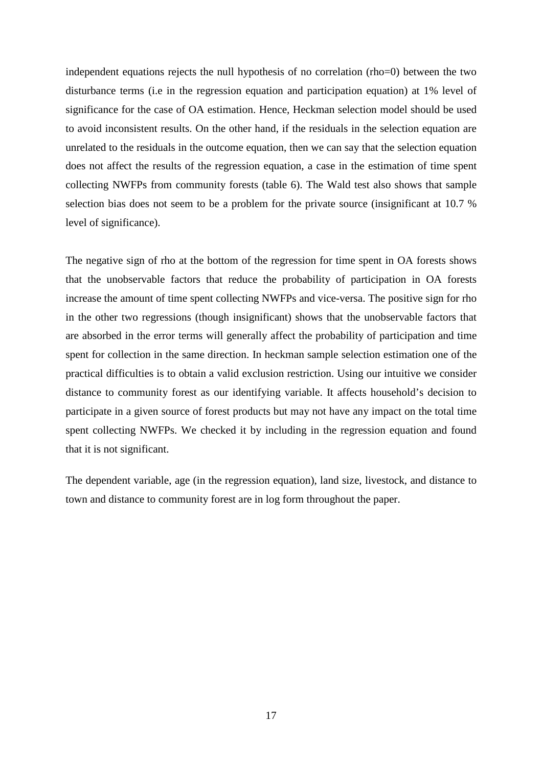independent equations rejects the null hypothesis of no correlation (rho=0) between the two disturbance terms (i.e in the regression equation and participation equation) at 1% level of significance for the case of OA estimation. Hence, Heckman selection model should be used to avoid inconsistent results. On the other hand, if the residuals in the selection equation are unrelated to the residuals in the outcome equation, then we can say that the selection equation does not affect the results of the regression equation, a case in the estimation of time spent collecting NWFPs from community forests (table 6). The Wald test also shows that sample selection bias does not seem to be a problem for the private source (insignificant at 10.7 % level of significance).

The negative sign of rho at the bottom of the regression for time spent in OA forests shows that the unobservable factors that reduce the probability of participation in OA forests increase the amount of time spent collecting NWFPs and vice-versa. The positive sign for rho in the other two regressions (though insignificant) shows that the unobservable factors that are absorbed in the error terms will generally affect the probability of participation and time spent for collection in the same direction. In heckman sample selection estimation one of the practical difficulties is to obtain a valid exclusion restriction. Using our intuitive we consider distance to community forest as our identifying variable. It affects household's decision to participate in a given source of forest products but may not have any impact on the total time spent collecting NWFPs. We checked it by including in the regression equation and found that it is not significant.

The dependent variable, age (in the regression equation), land size, livestock, and distance to town and distance to community forest are in log form throughout the paper.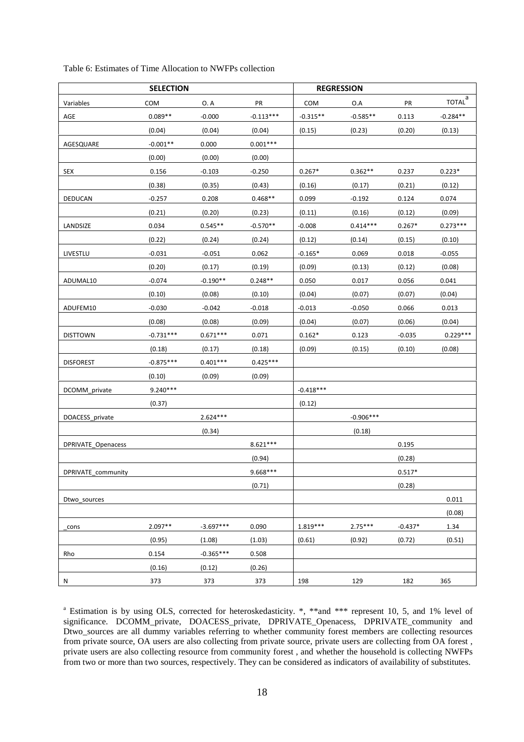Table 6: Estimates of Time Allocation to NWFPs collection

| | SELECTION | | | REGRESSION | | | |
|---|---|---|---|---|---|---|---|
| Variables | COM | O. A | PR | COM | O.A | PR | TOTAL[a] |
| AGE | 0.089** | -0.000 | -0.113*** | -0.315** | -0.585** | 0.113 | -0.284** |
| | (0.04) | (0.04) | (0.04) | (0.15) | (0.23) | (0.20) | (0.13) |
| AGESQUARE | -0.001** | 0.000 | 0.001*** | | | | |
| | (0.00) | (0.00) | (0.00) | | | | |
| SEX | 0.156 | -0.103 | -0.250 | 0.267* | 0.362** | 0.237 | 0.223* |
| | (0.38) | (0.35) | (0.43) | (0.16) | (0.17) | (0.21) | (0.12) |
| DEDUCAN | -0.257 | 0.208 | 0.468** | 0.099 | -0.192 | 0.124 | 0.074 |
| | (0.21) | (0.20) | (0.23) | (0.11) | (0.16) | (0.12) | (0.09) |
| LANDSIZE | 0.034 | 0.545** | -0.570** | -0.008 | 0.414*** | 0.267* | 0.273*** |
| | (0.22) | (0.24) | (0.24) | (0.12) | (0.14) | (0.15) | (0.10) |
| LIVESTLU | -0.031 | -0.051 | 0.062 | -0.165* | 0.069 | 0.018 | -0.055 |
| | (0.20) | (0.17) | (0.19) | (0.09) | (0.13) | (0.12) | (0.08) |
| ADUMAL10 | -0.074 | -0.190** | 0.248** | 0.050 | 0.017 | 0.056 | 0.041 |
| | (0.10) | (0.08) | (0.10) | (0.04) | (0.07) | (0.07) | (0.04) |
| ADUFEM10 | -0.030 | -0.042 | -0.018 | -0.013 | -0.050 | 0.066 | 0.013 |
| | (0.08) | (0.08) | (0.09) | (0.04) | (0.07) | (0.06) | (0.04) |
| DISTTOWN | -0.731*** | 0.671*** | 0.071 | 0.162* | 0.123 | -0.035 | 0.229*** |
| | (0.18) | (0.17) | (0.18) | (0.09) | (0.15) | (0.10) | (0.08) |
| DISFOREST | -0.875*** | 0.401*** | 0.425*** | | | | |
| | (0.10) | (0.09) | (0.09) | | | | |
| DCOMM_private | 9.240*** | | | -0.418*** | | | |
| | (0.37) | | | (0.12) | | | |
| DOACESS_private | | 2.624*** | | | -0.906*** | | |
| | | (0.34) | | | (0.18) | | |
| DPRIVATE_Openacess | | | 8.621*** | | | 0.195 | |
| | | | (0.94) | | | (0.28) | |
| DPRIVATE_community | | | 9.668*** | | | 0.517* | |
| | | | (0.71) | | | (0.28) | |
| Dtwo_sources | | | | | | | 0.011 |
| | | | | | | | (0.08) |
| _cons | 2.097** | -3.697*** | 0.090 | 1.819*** | 2.75*** | -0.437* | 1.34 |
| | (0.95) | (1.08) | (1.03) | (0.61) | (0.92) | (0.72) | (0.51) |
| Rho | 0.154 | -0.365*** | 0.508 | | | | |
| | (0.16) | (0.12) | (0.26) | | | | |
| N | 373 | 373 | 373 | 198 | 129 | 182 | 365 |

[a] Estimation is by using OLS, corrected for heteroskedasticity. *, **and *** represent 10, 5, and 1% level of significance. DCOMM_private, DOACESS_private, DPRIVATE_Openacess, DPRIVATE_community and Dtwo_sources are all dummy variables referring to whether community forest members are collecting resources from private source, OA users are also collecting from private source, private users are collecting from OA forest , private users are also collecting resource from community forest , and whether the household is collecting NWFPs from two or more than two sources, respectively. They can be considered as indicators of availability of substitutes.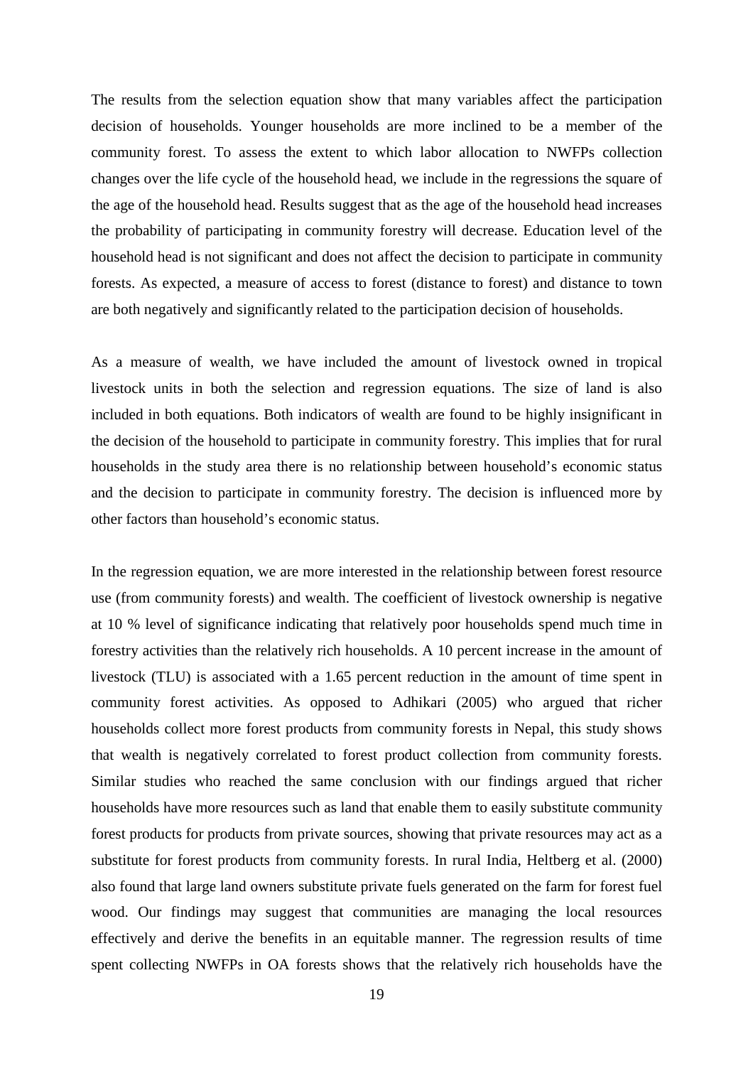The results from the selection equation show that many variables affect the participation decision of households. Younger households are more inclined to be a member of the community forest. To assess the extent to which labor allocation to NWFPs collection changes over the life cycle of the household head, we include in the regressions the square of the age of the household head. Results suggest that as the age of the household head increases the probability of participating in community forestry will decrease. Education level of the household head is not significant and does not affect the decision to participate in community forests. As expected, a measure of access to forest (distance to forest) and distance to town are both negatively and significantly related to the participation decision of households.

As a measure of wealth, we have included the amount of livestock owned in tropical livestock units in both the selection and regression equations. The size of land is also included in both equations. Both indicators of wealth are found to be highly insignificant in the decision of the household to participate in community forestry. This implies that for rural households in the study area there is no relationship between household's economic status and the decision to participate in community forestry. The decision is influenced more by other factors than household's economic status.

In the regression equation, we are more interested in the relationship between forest resource use (from community forests) and wealth. The coefficient of livestock ownership is negative at 10 % level of significance indicating that relatively poor households spend much time in forestry activities than the relatively rich households. A 10 percent increase in the amount of livestock (TLU) is associated with a 1.65 percent reduction in the amount of time spent in community forest activities. As opposed to Adhikari (2005) who argued that richer households collect more forest products from community forests in Nepal, this study shows that wealth is negatively correlated to forest product collection from community forests. Similar studies who reached the same conclusion with our findings argued that richer households have more resources such as land that enable them to easily substitute community forest products for products from private sources, showing that private resources may act as a substitute for forest products from community forests. In rural India, Heltberg et al. (2000) also found that large land owners substitute private fuels generated on the farm for forest fuel wood. Our findings may suggest that communities are managing the local resources effectively and derive the benefits in an equitable manner. The regression results of time spent collecting NWFPs in OA forests shows that the relatively rich households have the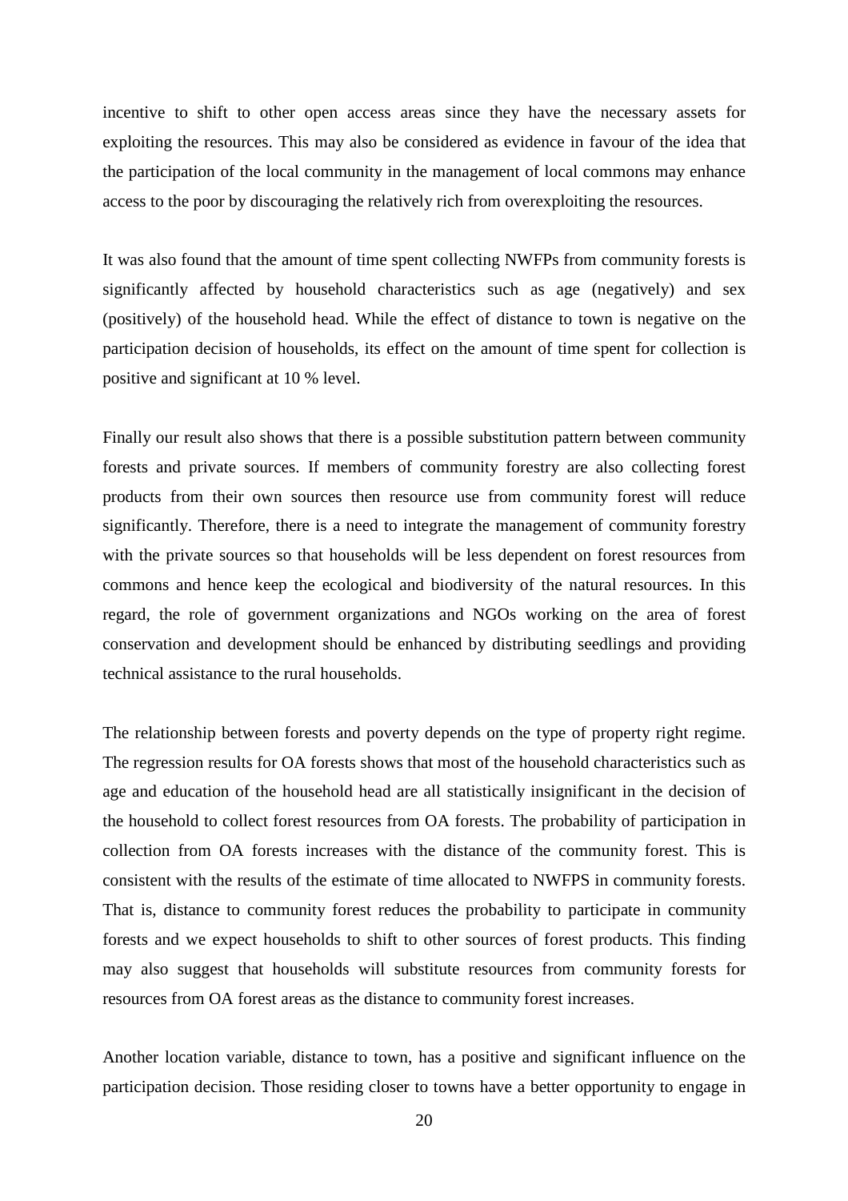incentive to shift to other open access areas since they have the necessary assets for exploiting the resources. This may also be considered as evidence in favour of the idea that the participation of the local community in the management of local commons may enhance access to the poor by discouraging the relatively rich from overexploiting the resources.

It was also found that the amount of time spent collecting NWFPs from community forests is significantly affected by household characteristics such as age (negatively) and sex (positively) of the household head. While the effect of distance to town is negative on the participation decision of households, its effect on the amount of time spent for collection is positive and significant at 10 % level.

Finally our result also shows that there is a possible substitution pattern between community forests and private sources. If members of community forestry are also collecting forest products from their own sources then resource use from community forest will reduce significantly. Therefore, there is a need to integrate the management of community forestry with the private sources so that households will be less dependent on forest resources from commons and hence keep the ecological and biodiversity of the natural resources. In this regard, the role of government organizations and NGOs working on the area of forest conservation and development should be enhanced by distributing seedlings and providing technical assistance to the rural households.

The relationship between forests and poverty depends on the type of property right regime. The regression results for OA forests shows that most of the household characteristics such as age and education of the household head are all statistically insignificant in the decision of the household to collect forest resources from OA forests. The probability of participation in collection from OA forests increases with the distance of the community forest. This is consistent with the results of the estimate of time allocated to NWFPS in community forests. That is, distance to community forest reduces the probability to participate in community forests and we expect households to shift to other sources of forest products. This finding may also suggest that households will substitute resources from community forests for resources from OA forest areas as the distance to community forest increases.

Another location variable, distance to town, has a positive and significant influence on the participation decision. Those residing closer to towns have a better opportunity to engage in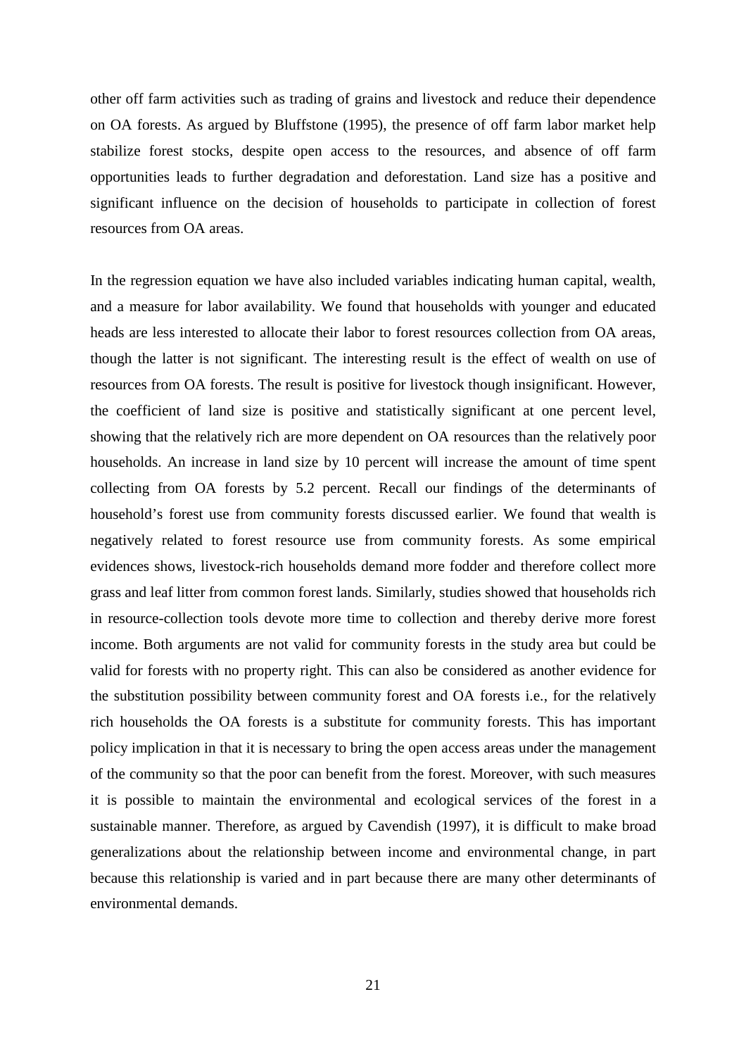other off farm activities such as trading of grains and livestock and reduce their dependence on OA forests. As argued by Bluffstone (1995), the presence of off farm labor market help stabilize forest stocks, despite open access to the resources, and absence of off farm opportunities leads to further degradation and deforestation. Land size has a positive and significant influence on the decision of households to participate in collection of forest resources from OA areas.

In the regression equation we have also included variables indicating human capital, wealth, and a measure for labor availability. We found that households with younger and educated heads are less interested to allocate their labor to forest resources collection from OA areas, though the latter is not significant. The interesting result is the effect of wealth on use of resources from OA forests. The result is positive for livestock though insignificant. However, the coefficient of land size is positive and statistically significant at one percent level, showing that the relatively rich are more dependent on OA resources than the relatively poor households. An increase in land size by 10 percent will increase the amount of time spent collecting from OA forests by 5.2 percent. Recall our findings of the determinants of household's forest use from community forests discussed earlier. We found that wealth is negatively related to forest resource use from community forests. As some empirical evidences shows, livestock-rich households demand more fodder and therefore collect more grass and leaf litter from common forest lands. Similarly, studies showed that households rich in resource-collection tools devote more time to collection and thereby derive more forest income. Both arguments are not valid for community forests in the study area but could be valid for forests with no property right. This can also be considered as another evidence for the substitution possibility between community forest and OA forests i.e., for the relatively rich households the OA forests is a substitute for community forests. This has important policy implication in that it is necessary to bring the open access areas under the management of the community so that the poor can benefit from the forest. Moreover, with such measures it is possible to maintain the environmental and ecological services of the forest in a sustainable manner. Therefore, as argued by Cavendish (1997), it is difficult to make broad generalizations about the relationship between income and environmental change, in part because this relationship is varied and in part because there are many other determinants of environmental demands.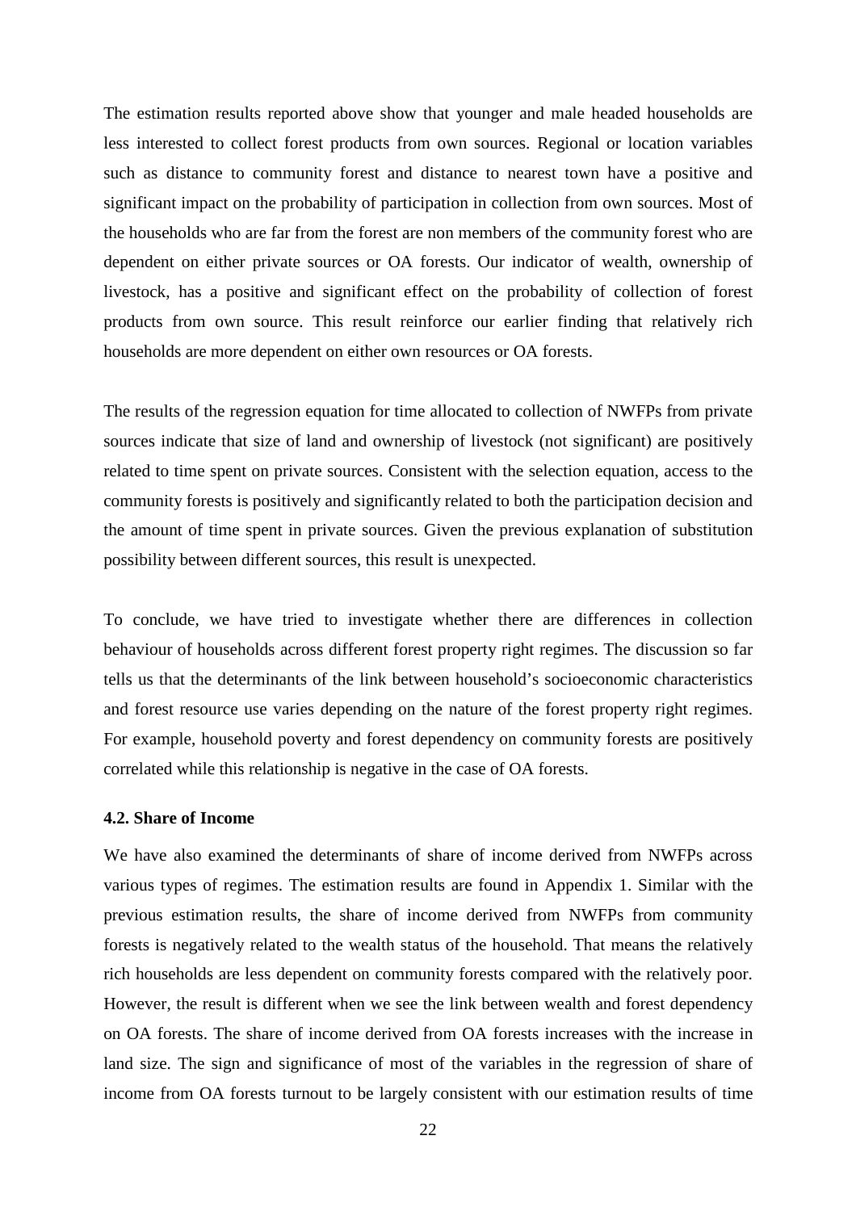The estimation results reported above show that younger and male headed households are less interested to collect forest products from own sources. Regional or location variables such as distance to community forest and distance to nearest town have a positive and significant impact on the probability of participation in collection from own sources. Most of the households who are far from the forest are non members of the community forest who are dependent on either private sources or OA forests. Our indicator of wealth, ownership of livestock, has a positive and significant effect on the probability of collection of forest products from own source. This result reinforce our earlier finding that relatively rich households are more dependent on either own resources or OA forests.

The results of the regression equation for time allocated to collection of NWFPs from private sources indicate that size of land and ownership of livestock (not significant) are positively related to time spent on private sources. Consistent with the selection equation, access to the community forests is positively and significantly related to both the participation decision and the amount of time spent in private sources. Given the previous explanation of substitution possibility between different sources, this result is unexpected.

To conclude, we have tried to investigate whether there are differences in collection behaviour of households across different forest property right regimes. The discussion so far tells us that the determinants of the link between household's socioeconomic characteristics and forest resource use varies depending on the nature of the forest property right regimes. For example, household poverty and forest dependency on community forests are positively correlated while this relationship is negative in the case of OA forests.

### 4.2. Share of Income

We have also examined the determinants of share of income derived from NWFPs across various types of regimes. The estimation results are found in Appendix 1. Similar with the previous estimation results, the share of income derived from NWFPs from community forests is negatively related to the wealth status of the household. That means the relatively rich households are less dependent on community forests compared with the relatively poor. However, the result is different when we see the link between wealth and forest dependency on OA forests. The share of income derived from OA forests increases with the increase in land size. The sign and significance of most of the variables in the regression of share of income from OA forests turnout to be largely consistent with our estimation results of time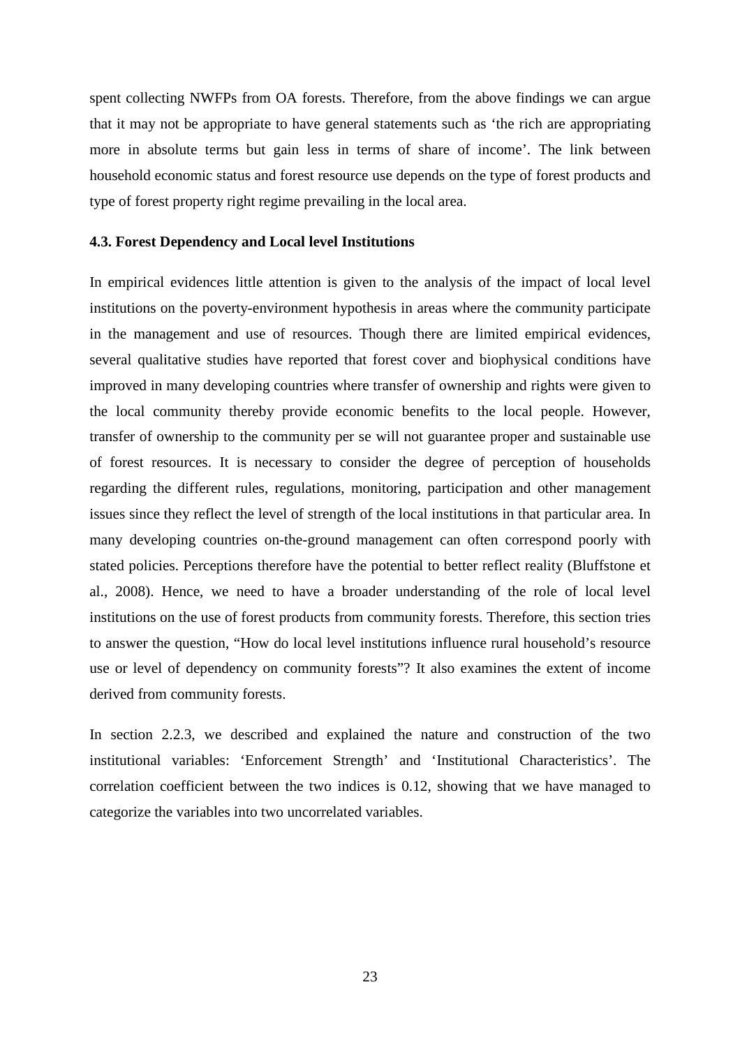spent collecting NWFPs from OA forests. Therefore, from the above findings we can argue that it may not be appropriate to have general statements such as 'the rich are appropriating more in absolute terms but gain less in terms of share of income'. The link between household economic status and forest resource use depends on the type of forest products and type of forest property right regime prevailing in the local area.

### 4.3. Forest Dependency and Local level Institutions

In empirical evidences little attention is given to the analysis of the impact of local level institutions on the poverty-environment hypothesis in areas where the community participate in the management and use of resources. Though there are limited empirical evidences, several qualitative studies have reported that forest cover and biophysical conditions have improved in many developing countries where transfer of ownership and rights were given to the local community thereby provide economic benefits to the local people. However, transfer of ownership to the community per se will not guarantee proper and sustainable use of forest resources. It is necessary to consider the degree of perception of households regarding the different rules, regulations, monitoring, participation and other management issues since they reflect the level of strength of the local institutions in that particular area. In many developing countries on-the-ground management can often correspond poorly with stated policies. Perceptions therefore have the potential to better reflect reality (Bluffstone et al., 2008). Hence, we need to have a broader understanding of the role of local level institutions on the use of forest products from community forests. Therefore, this section tries to answer the question, "How do local level institutions influence rural household's resource use or level of dependency on community forests"? It also examines the extent of income derived from community forests.

In section 2.2.3, we described and explained the nature and construction of the two institutional variables: 'Enforcement Strength' and 'Institutional Characteristics'. The correlation coefficient between the two indices is 0.12, showing that we have managed to categorize the variables into two uncorrelated variables.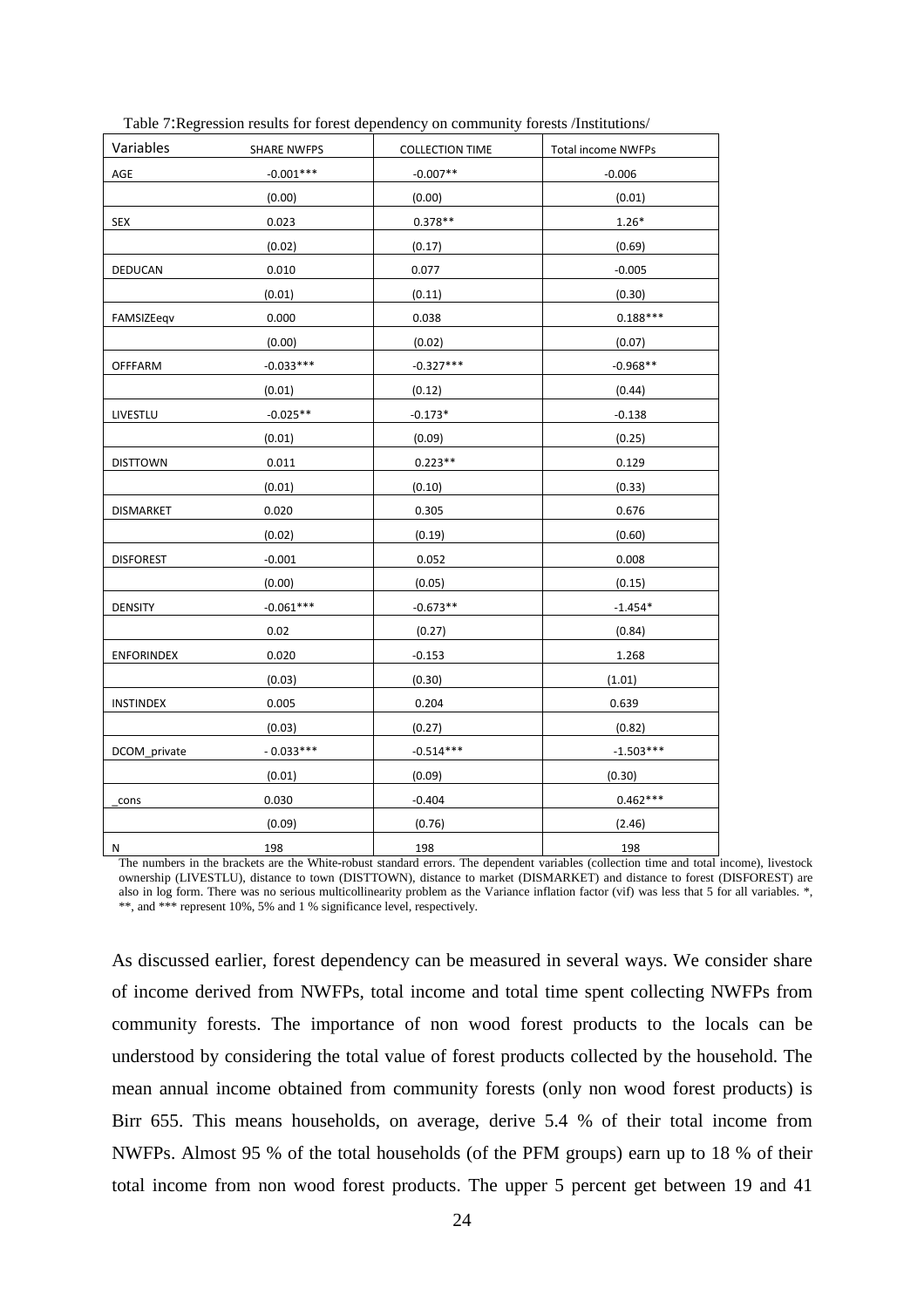Table 7:Regression results for forest dependency on community forests /Institutions/

| Variables | SHARE NWFPS | COLLECTION TIME | Total income NWFPs |
|---|---|---|---|
| AGE | -0.001*** | -0.007** | -0.006 |
| | (0.00) | (0.00) | (0.01) |
| SEX | 0.023 | 0.378** | 1.26* |
| | (0.02) | (0.17) | (0.69) |
| DEDUCAN | 0.010 | 0.077 | -0.005 |
| | (0.01) | (0.11) | (0.30) |
| FAMSIZEeqv | 0.000 | 0.038 | 0.188*** |
| | (0.00) | (0.02) | (0.07) |
| OFFFARM | -0.033*** | -0.327*** | -0.968** |
| | (0.01) | (0.12) | (0.44) |
| LIVESTLU | -0.025** | -0.173* | -0.138 |
| | (0.01) | (0.09) | (0.25) |
| DISTTOWN | 0.011 | 0.223** | 0.129 |
| | (0.01) | (0.10) | (0.33) |
| DISMARKET | 0.020 | 0.305 | 0.676 |
| | (0.02) | (0.19) | (0.60) |
| DISFOREST | -0.001 | 0.052 | 0.008 |
| | (0.00) | (0.05) | (0.15) |
| DENSITY | -0.061*** | -0.673** | -1.454* |
| | 0.02 | (0.27) | (0.84) |
| ENFORINDEX | 0.020 | -0.153 | 1.268 |
| | (0.03) | (0.30) | (1.01) |
| INSTINDEX | 0.005 | 0.204 | 0.639 |
| | (0.03) | (0.27) | (0.82) |
| DCOM_private | - 0.033*** | -0.514*** | -1.503*** |
| | (0.01) | (0.09) | (0.30) |
| _cons | 0.030 | -0.404 | 0.462*** |
| | (0.09) | (0.76) | (2.46) |
| N | 198 | 198 | 198 |

The numbers in the brackets are the White-robust standard errors. The dependent variables (collection time and total income), livestock ownership (LIVESTLU), distance to town (DISTTOWN), distance to market (DISMARKET) and distance to forest (DISFOREST) are also in log form. There was no serious multicollinearity problem as the Variance inflation factor (vif) was less that 5 for all variables. *, **, and *** represent 10%, 5% and 1 % significance level, respectively.

As discussed earlier, forest dependency can be measured in several ways. We consider share of income derived from NWFPs, total income and total time spent collecting NWFPs from community forests. The importance of non wood forest products to the locals can be understood by considering the total value of forest products collected by the household. The mean annual income obtained from community forests (only non wood forest products) is Birr 655. This means households, on average, derive 5.4 % of their total income from NWFPs. Almost 95 % of the total households (of the PFM groups) earn up to 18 % of their total income from non wood forest products. The upper 5 percent get between 19 and 41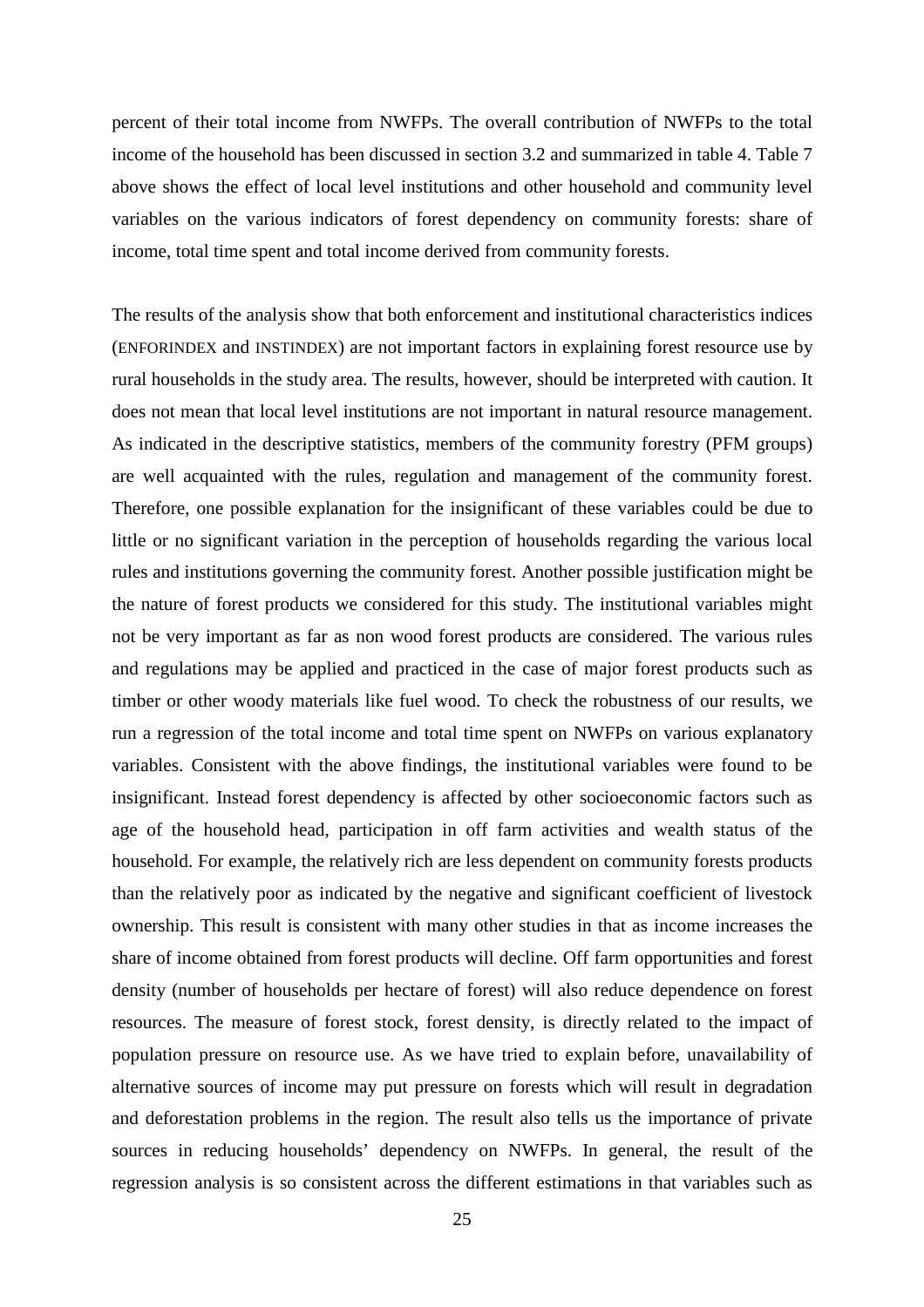percent of their total income from NWFPs. The overall contribution of NWFPs to the total income of the household has been discussed in section 3.2 and summarized in table 4. Table 7 above shows the effect of local level institutions and other household and community level variables on the various indicators of forest dependency on community forests: share of income, total time spent and total income derived from community forests.

The results of the analysis show that both enforcement and institutional characteristics indices (ENFORINDEX and INSTINDEX) are not important factors in explaining forest resource use by rural households in the study area. The results, however, should be interpreted with caution. It does not mean that local level institutions are not important in natural resource management. As indicated in the descriptive statistics, members of the community forestry (PFM groups) are well acquainted with the rules, regulation and management of the community forest. Therefore, one possible explanation for the insignificant of these variables could be due to little or no significant variation in the perception of households regarding the various local rules and institutions governing the community forest. Another possible justification might be the nature of forest products we considered for this study. The institutional variables might not be very important as far as non wood forest products are considered. The various rules and regulations may be applied and practiced in the case of major forest products such as timber or other woody materials like fuel wood. To check the robustness of our results, we run a regression of the total income and total time spent on NWFPs on various explanatory variables. Consistent with the above findings, the institutional variables were found to be insignificant. Instead forest dependency is affected by other socioeconomic factors such as age of the household head, participation in off farm activities and wealth status of the household. For example, the relatively rich are less dependent on community forests products than the relatively poor as indicated by the negative and significant coefficient of livestock ownership. This result is consistent with many other studies in that as income increases the share of income obtained from forest products will decline. Off farm opportunities and forest density (number of households per hectare of forest) will also reduce dependence on forest resources. The measure of forest stock, forest density, is directly related to the impact of population pressure on resource use. As we have tried to explain before, unavailability of alternative sources of income may put pressure on forests which will result in degradation and deforestation problems in the region. The result also tells us the importance of private sources in reducing households' dependency on NWFPs. In general, the result of the regression analysis is so consistent across the different estimations in that variables such as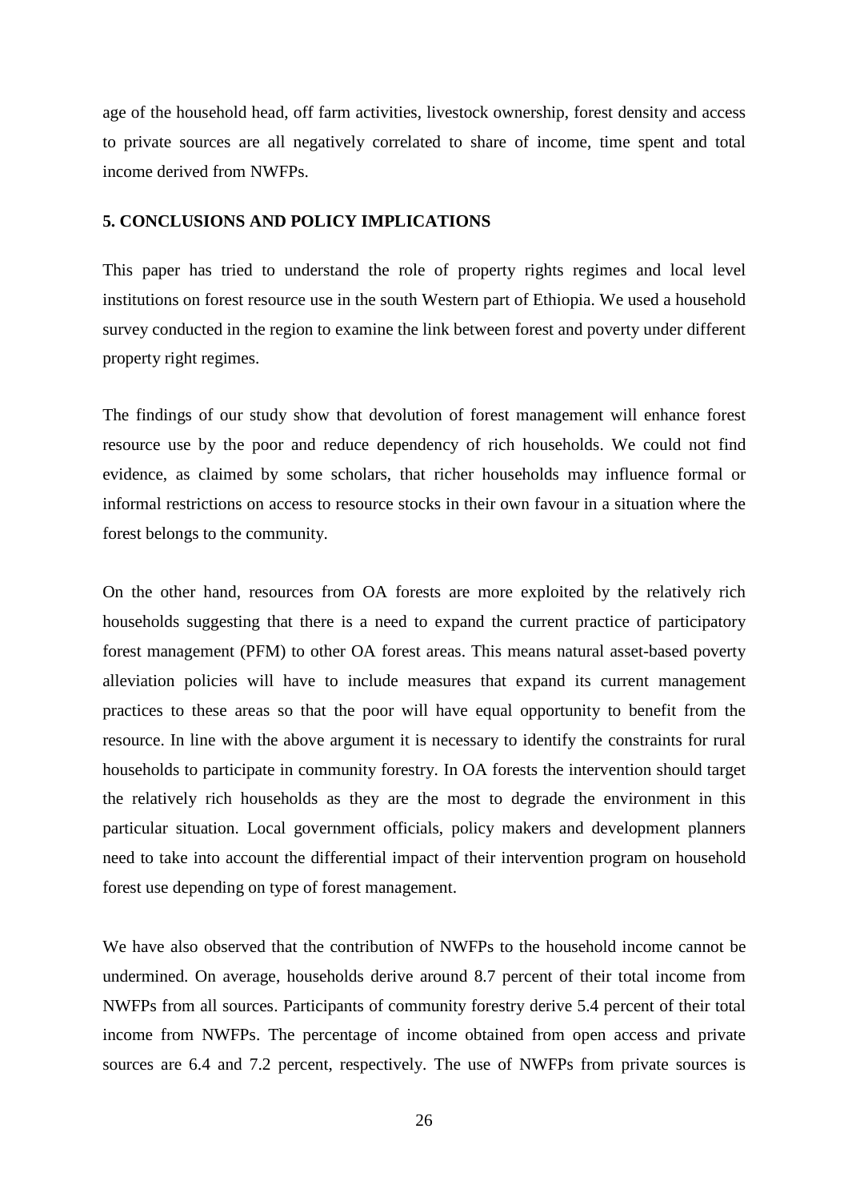age of the household head, off farm activities, livestock ownership, forest density and access to private sources are all negatively correlated to share of income, time spent and total income derived from NWFPs.

## 5. CONCLUSIONS AND POLICY IMPLICATIONS

This paper has tried to understand the role of property rights regimes and local level institutions on forest resource use in the south Western part of Ethiopia. We used a household survey conducted in the region to examine the link between forest and poverty under different property right regimes.

The findings of our study show that devolution of forest management will enhance forest resource use by the poor and reduce dependency of rich households. We could not find evidence, as claimed by some scholars, that richer households may influence formal or informal restrictions on access to resource stocks in their own favour in a situation where the forest belongs to the community.

On the other hand, resources from OA forests are more exploited by the relatively rich households suggesting that there is a need to expand the current practice of participatory forest management (PFM) to other OA forest areas. This means natural asset-based poverty alleviation policies will have to include measures that expand its current management practices to these areas so that the poor will have equal opportunity to benefit from the resource. In line with the above argument it is necessary to identify the constraints for rural households to participate in community forestry. In OA forests the intervention should target the relatively rich households as they are the most to degrade the environment in this particular situation. Local government officials, policy makers and development planners need to take into account the differential impact of their intervention program on household forest use depending on type of forest management.

We have also observed that the contribution of NWFPs to the household income cannot be undermined. On average, households derive around 8.7 percent of their total income from NWFPs from all sources. Participants of community forestry derive 5.4 percent of their total income from NWFPs. The percentage of income obtained from open access and private sources are 6.4 and 7.2 percent, respectively. The use of NWFPs from private sources is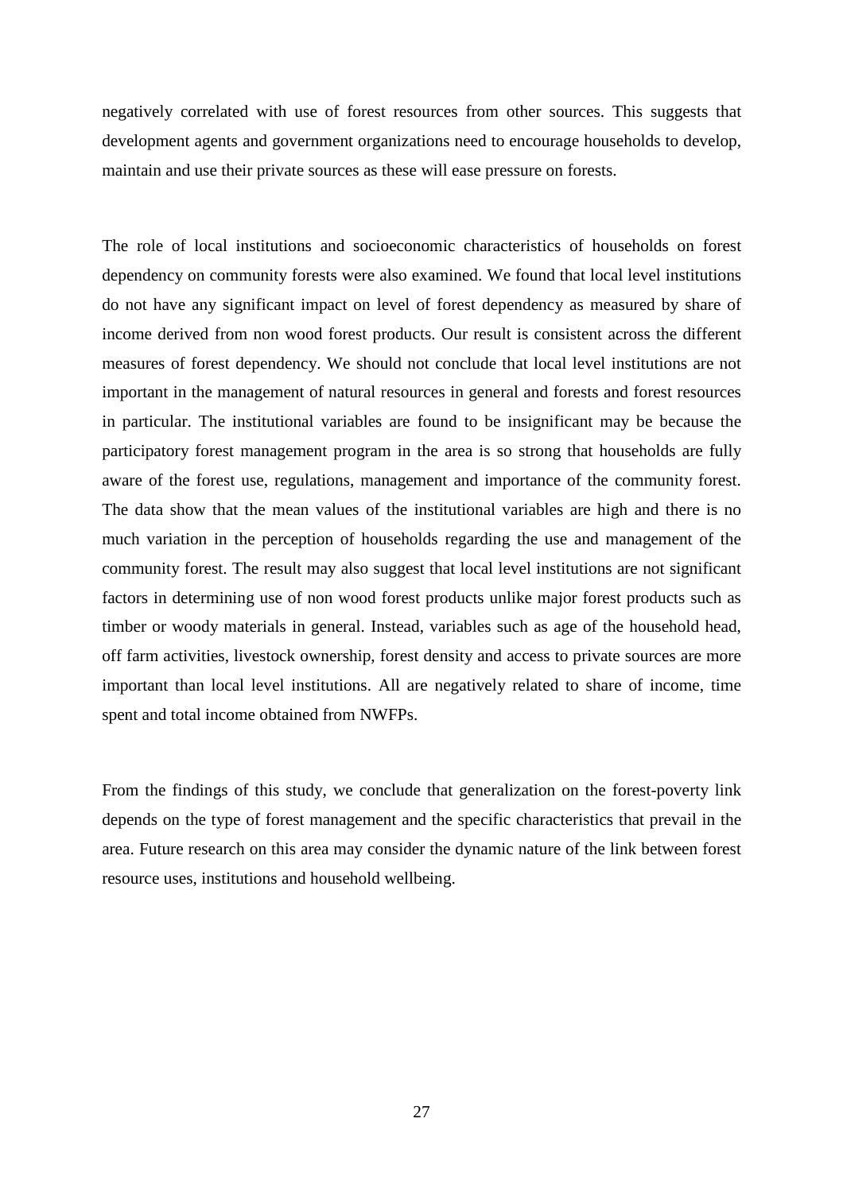negatively correlated with use of forest resources from other sources. This suggests that development agents and government organizations need to encourage households to develop, maintain and use their private sources as these will ease pressure on forests.

The role of local institutions and socioeconomic characteristics of households on forest dependency on community forests were also examined. We found that local level institutions do not have any significant impact on level of forest dependency as measured by share of income derived from non wood forest products. Our result is consistent across the different measures of forest dependency. We should not conclude that local level institutions are not important in the management of natural resources in general and forests and forest resources in particular. The institutional variables are found to be insignificant may be because the participatory forest management program in the area is so strong that households are fully aware of the forest use, regulations, management and importance of the community forest. The data show that the mean values of the institutional variables are high and there is no much variation in the perception of households regarding the use and management of the community forest. The result may also suggest that local level institutions are not significant factors in determining use of non wood forest products unlike major forest products such as timber or woody materials in general. Instead, variables such as age of the household head, off farm activities, livestock ownership, forest density and access to private sources are more important than local level institutions. All are negatively related to share of income, time spent and total income obtained from NWFPs.

From the findings of this study, we conclude that generalization on the forest-poverty link depends on the type of forest management and the specific characteristics that prevail in the area. Future research on this area may consider the dynamic nature of the link between forest resource uses, institutions and household wellbeing.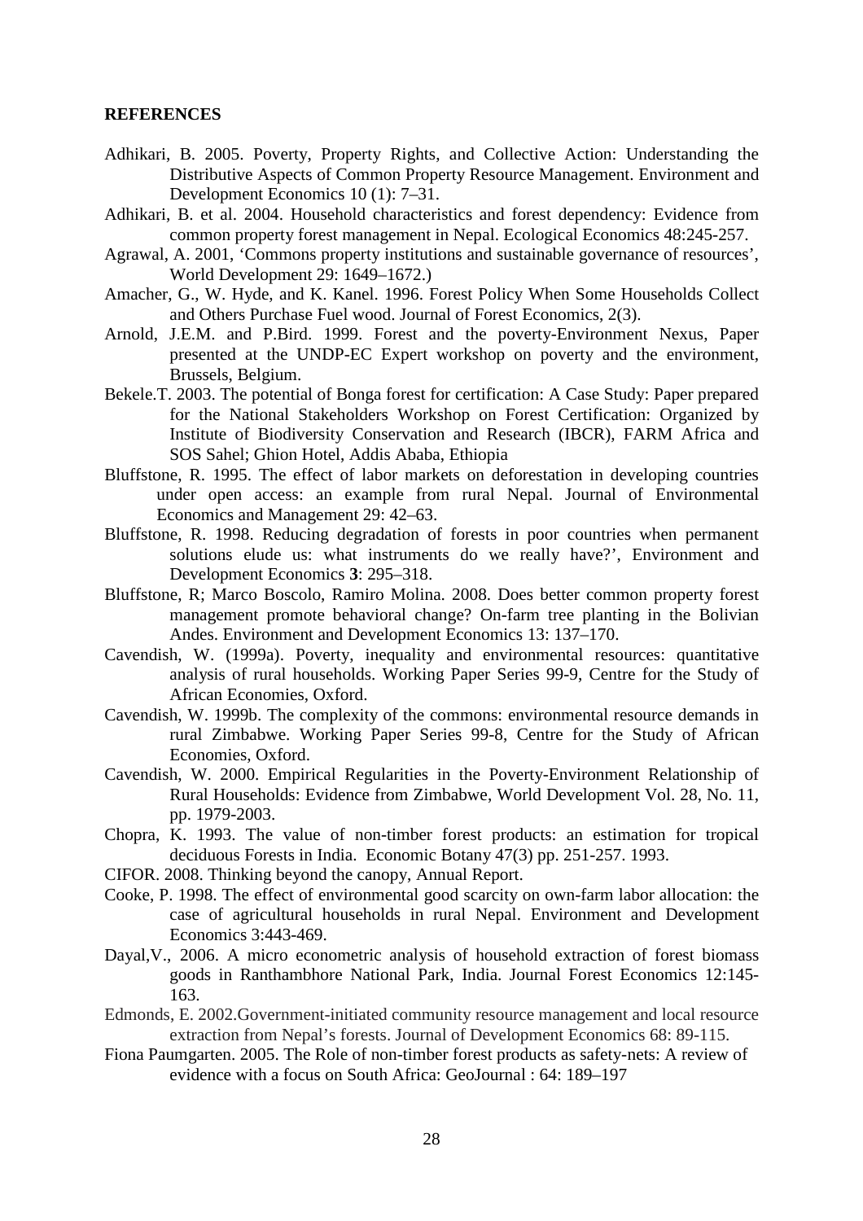**REFERENCES**

Adhikari, B. 2005. Poverty, Property Rights, and Collective Action: Understanding the Distributive Aspects of Common Property Resource Management. Environment and Development Economics 10 (1): 7–31.

Adhikari, B. et al. 2004. Household characteristics and forest dependency: Evidence from common property forest management in Nepal. Ecological Economics 48:245-257.

Agrawal, A. 2001, 'Commons property institutions and sustainable governance of resources', World Development 29: 1649–1672.)

Amacher, G., W. Hyde, and K. Kanel. 1996. Forest Policy When Some Households Collect and Others Purchase Fuel wood. Journal of Forest Economics, 2(3).

Arnold, J.E.M. and P.Bird. 1999. Forest and the poverty-Environment Nexus, Paper presented at the UNDP-EC Expert workshop on poverty and the environment, Brussels, Belgium.

Bekele.T. 2003. The potential of Bonga forest for certification: A Case Study: Paper prepared for the National Stakeholders Workshop on Forest Certification: Organized by Institute of Biodiversity Conservation and Research (IBCR), FARM Africa and SOS Sahel; Ghion Hotel, Addis Ababa, Ethiopia

Bluffstone, R. 1995. The effect of labor markets on deforestation in developing countries under open access: an example from rural Nepal. Journal of Environmental Economics and Management 29: 42–63.

Bluffstone, R. 1998. Reducing degradation of forests in poor countries when permanent solutions elude us: what instruments do we really have?', Environment and Development Economics **3**: 295–318.

Bluffstone, R; Marco Boscolo, Ramiro Molina. 2008. Does better common property forest management promote behavioral change? On-farm tree planting in the Bolivian Andes. Environment and Development Economics 13: 137–170.

Cavendish, W. (1999a). Poverty, inequality and environmental resources: quantitative analysis of rural households. Working Paper Series 99-9, Centre for the Study of African Economies, Oxford.

Cavendish, W. 1999b. The complexity of the commons: environmental resource demands in rural Zimbabwe. Working Paper Series 99-8, Centre for the Study of African Economies, Oxford.

Cavendish, W. 2000. Empirical Regularities in the Poverty-Environment Relationship of Rural Households: Evidence from Zimbabwe, World Development Vol. 28, No. 11, pp. 1979-2003.

Chopra, K. 1993. The value of non-timber forest products: an estimation for tropical deciduous Forests in India. Economic Botany 47(3) pp. 251-257. 1993.

CIFOR. 2008. Thinking beyond the canopy, Annual Report.

Cooke, P. 1998. The effect of environmental good scarcity on own-farm labor allocation: the case of agricultural households in rural Nepal. Environment and Development Economics 3:443-469.

Dayal,V., 2006. A micro econometric analysis of household extraction of forest biomass goods in Ranthambhore National Park, India. Journal Forest Economics 12:145-163.

Edmonds, E. 2002.Government-initiated community resource management and local resource extraction from Nepal's forests. Journal of Development Economics 68: 89-115.

Fiona Paumgarten. 2005. The Role of non-timber forest products as safety-nets: A review of evidence with a focus on South Africa: GeoJournal : 64: 189–197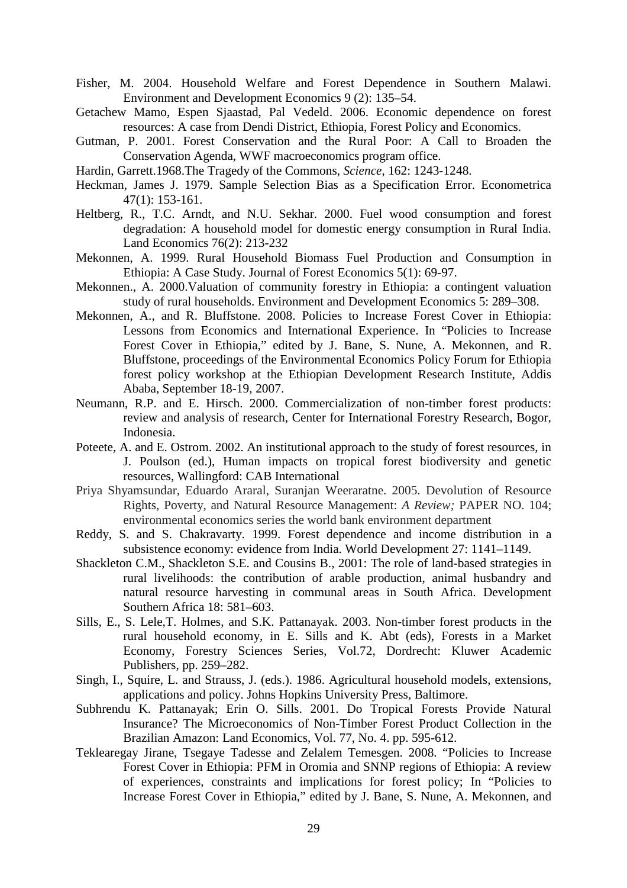Fisher, M. 2004. Household Welfare and Forest Dependence in Southern Malawi. Environment and Development Economics 9 (2): 135–54.

Getachew Mamo, Espen Sjaastad, Pal Vedeld. 2006. Economic dependence on forest resources: A case from Dendi District, Ethiopia, Forest Policy and Economics.

Gutman, P. 2001. Forest Conservation and the Rural Poor: A Call to Broaden the Conservation Agenda, WWF macroeconomics program office.

Hardin, Garrett.1968.The Tragedy of the Commons, *Science*, 162: 1243-1248.

Heckman, James J. 1979. Sample Selection Bias as a Specification Error. Econometrica 47(1): 153-161.

Heltberg, R., T.C. Arndt, and N.U. Sekhar. 2000. Fuel wood consumption and forest degradation: A household model for domestic energy consumption in Rural India. Land Economics 76(2): 213-232

Mekonnen, A. 1999. Rural Household Biomass Fuel Production and Consumption in Ethiopia: A Case Study. Journal of Forest Economics 5(1): 69-97.

Mekonnen., A. 2000.Valuation of community forestry in Ethiopia: a contingent valuation study of rural households. Environment and Development Economics 5: 289–308.

Mekonnen, A., and R. Bluffstone. 2008. Policies to Increase Forest Cover in Ethiopia: Lessons from Economics and International Experience. In "Policies to Increase Forest Cover in Ethiopia," edited by J. Bane, S. Nune, A. Mekonnen, and R. Bluffstone, proceedings of the Environmental Economics Policy Forum for Ethiopia forest policy workshop at the Ethiopian Development Research Institute, Addis Ababa, September 18-19, 2007.

Neumann, R.P. and E. Hirsch. 2000. Commercialization of non-timber forest products: review and analysis of research, Center for International Forestry Research, Bogor, Indonesia.

Poteete, A. and E. Ostrom. 2002. An institutional approach to the study of forest resources, in J. Poulson (ed.), Human impacts on tropical forest biodiversity and genetic resources, Wallingford: CAB International

Priya Shyamsundar, Eduardo Araral, Suranjan Weeraratne. 2005. Devolution of Resource Rights, Poverty, and Natural Resource Management: *A Review;* PAPER NO. 104; environmental economics series the world bank environment department

Reddy, S. and S. Chakravarty. 1999. Forest dependence and income distribution in a subsistence economy: evidence from India. World Development 27: 1141–1149.

Shackleton C.M., Shackleton S.E. and Cousins B., 2001: The role of land-based strategies in rural livelihoods: the contribution of arable production, animal husbandry and natural resource harvesting in communal areas in South Africa. Development Southern Africa 18: 581–603.

Sills, E., S. Lele,T. Holmes, and S.K. Pattanayak. 2003. Non-timber forest products in the rural household economy, in E. Sills and K. Abt (eds), Forests in a Market Economy, Forestry Sciences Series, Vol.72, Dordrecht: Kluwer Academic Publishers, pp. 259–282.

Singh, I., Squire, L. and Strauss, J. (eds.). 1986. Agricultural household models, extensions, applications and policy. Johns Hopkins University Press, Baltimore.

Subhrendu K. Pattanayak; Erin O. Sills. 2001. Do Tropical Forests Provide Natural Insurance? The Microeconomics of Non-Timber Forest Product Collection in the Brazilian Amazon: Land Economics, Vol. 77, No. 4. pp. 595-612.

Teklearegay Jirane, Tsegaye Tadesse and Zelalem Temesgen. 2008. "Policies to Increase Forest Cover in Ethiopia: PFM in Oromia and SNNP regions of Ethiopia: A review of experiences, constraints and implications for forest policy; In "Policies to Increase Forest Cover in Ethiopia," edited by J. Bane, S. Nune, A. Mekonnen, and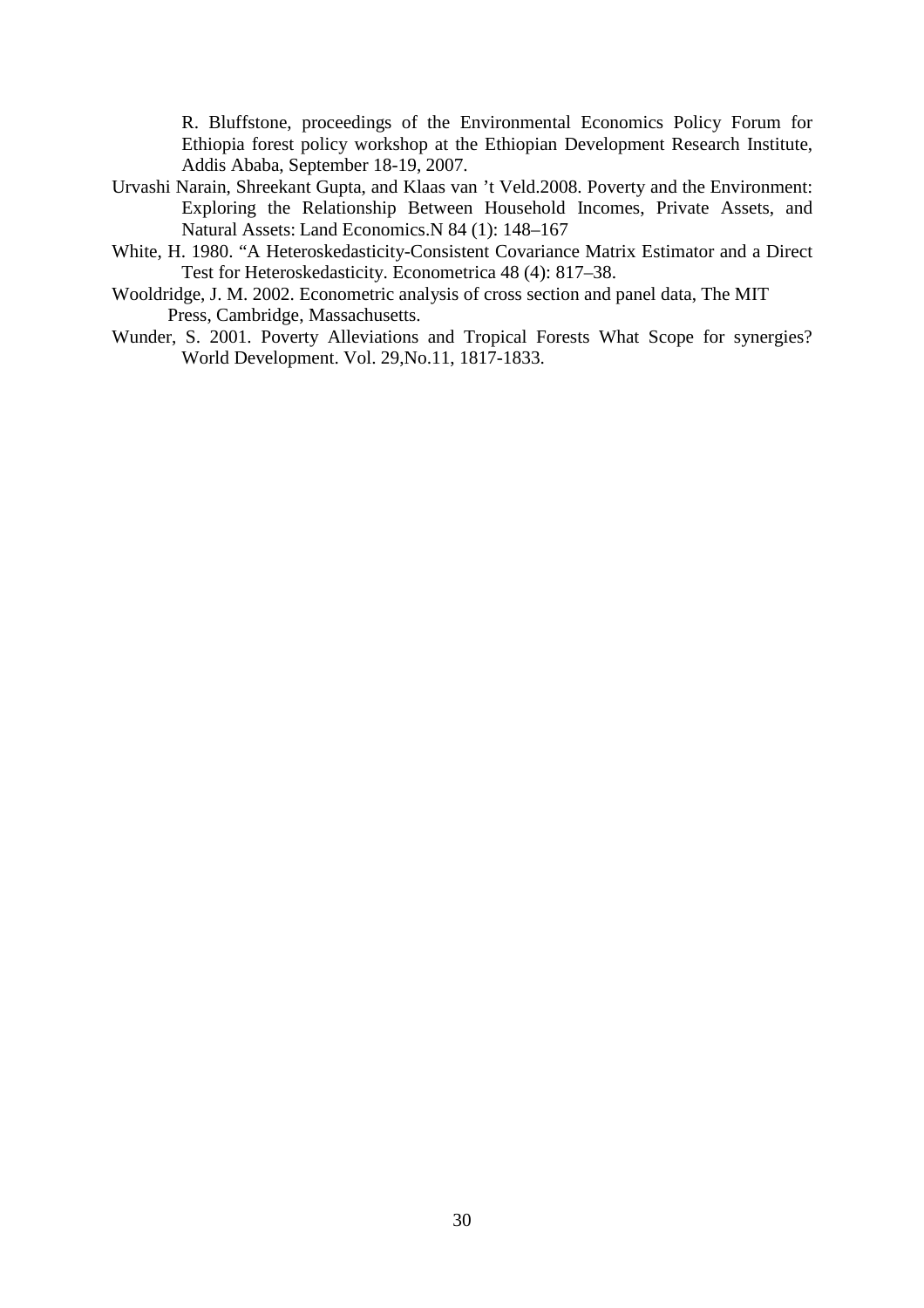R. Bluffstone, proceedings of the Environmental Economics Policy Forum for Ethiopia forest policy workshop at the Ethiopian Development Research Institute, Addis Ababa, September 18-19, 2007.

Urvashi Narain, Shreekant Gupta, and Klaas van 't Veld.2008. Poverty and the Environment: Exploring the Relationship Between Household Incomes, Private Assets, and Natural Assets: Land Economics.N 84 (1): 148–167

White, H. 1980. "A Heteroskedasticity-Consistent Covariance Matrix Estimator and a Direct Test for Heteroskedasticity. Econometrica 48 (4): 817–38.

Wooldridge, J. M. 2002. Econometric analysis of cross section and panel data, The MIT Press, Cambridge, Massachusetts.

Wunder, S. 2001. Poverty Alleviations and Tropical Forests What Scope for synergies? World Development. Vol. 29,No.11, 1817-1833.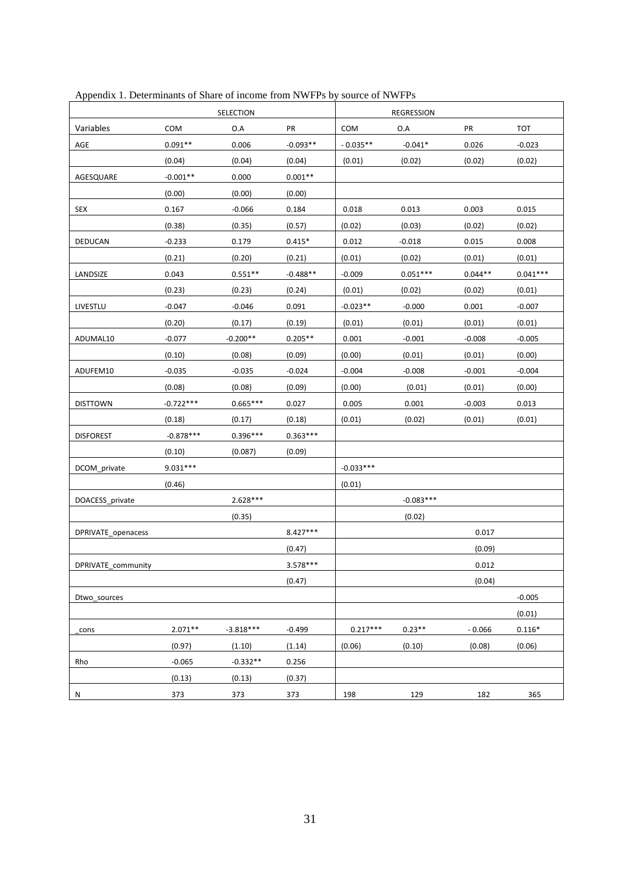Appendix 1. Determinants of Share of income from NWFPs by source of NWFPs

| | SELECTION | | | REGRESSION | | | |
|---|---|---|---|---|---|---|---|
| Variables | COM | O.A | PR | COM | O.A | PR | TOT |
| AGE | 0.091** | 0.006 | -0.093** | - 0.035** | -0.041* | 0.026 | -0.023 |
| | (0.04) | (0.04) | (0.04) | (0.01) | (0.02) | (0.02) | (0.02) |
| AGESQUARE | -0.001** | 0.000 | 0.001** | | | | |
| | (0.00) | (0.00) | (0.00) | | | | |
| SEX | 0.167 | -0.066 | 0.184 | 0.018 | 0.013 | 0.003 | 0.015 |
| | (0.38) | (0.35) | (0.57) | (0.02) | (0.03) | (0.02) | (0.02) |
| DEDUCAN | -0.233 | 0.179 | 0.415* | 0.012 | -0.018 | 0.015 | 0.008 |
| | (0.21) | (0.20) | (0.21) | (0.01) | (0.02) | (0.01) | (0.01) |
| LANDSIZE | 0.043 | 0.551** | -0.488** | -0.009 | 0.051*** | 0.044** | 0.041*** |
| | (0.23) | (0.23) | (0.24) | (0.01) | (0.02) | (0.02) | (0.01) |
| LIVESTLU | -0.047 | -0.046 | 0.091 | -0.023** | -0.000 | 0.001 | -0.007 |
| | (0.20) | (0.17) | (0.19) | (0.01) | (0.01) | (0.01) | (0.01) |
| ADUMAL10 | -0.077 | -0.200** | 0.205** | 0.001 | -0.001 | -0.008 | -0.005 |
| | (0.10) | (0.08) | (0.09) | (0.00) | (0.01) | (0.01) | (0.00) |
| ADUFEM10 | -0.035 | -0.035 | -0.024 | -0.004 | -0.008 | -0.001 | -0.004 |
| | (0.08) | (0.08) | (0.09) | (0.00) | (0.01) | (0.01) | (0.00) |
| DISTTOWN | -0.722*** | 0.665*** | 0.027 | 0.005 | 0.001 | -0.003 | 0.013 |
| | (0.18) | (0.17) | (0.18) | (0.01) | (0.02) | (0.01) | (0.01) |
| DISFOREST | -0.878*** | 0.396*** | 0.363*** | | | | |
| | (0.10) | (0.087) | (0.09) | | | | |
| DCOM_private | 9.031*** | | | -0.033*** | | | |
| | (0.46) | | | (0.01) | | | |
| DOACESS_private | | 2.628*** | | | -0.083*** | | |
| | | (0.35) | | | (0.02) | | |
| DPRIVATE_openacess | | | 8.427*** | | | 0.017 | |
| | | | (0.47) | | | (0.09) | |
| DPRIVATE_community | | | 3.578*** | | | 0.012 | |
| | | | (0.47) | | | (0.04) | |
| Dtwo_sources | | | | | | | -0.005 |
| | | | | | | | (0.01) |
| _cons | 2.071** | -3.818*** | -0.499 | 0.217*** | 0.23** | - 0.066 | 0.116* |
| | (0.97) | (1.10) | (1.14) | (0.06) | (0.10) | (0.08) | (0.06) |
| Rho | -0.065 | -0.332** | 0.256 | | | | |
| | (0.13) | (0.13) | (0.37) | | | | |
| N | 373 | 373 | 373 | 198 | 129 | 182 | 365 |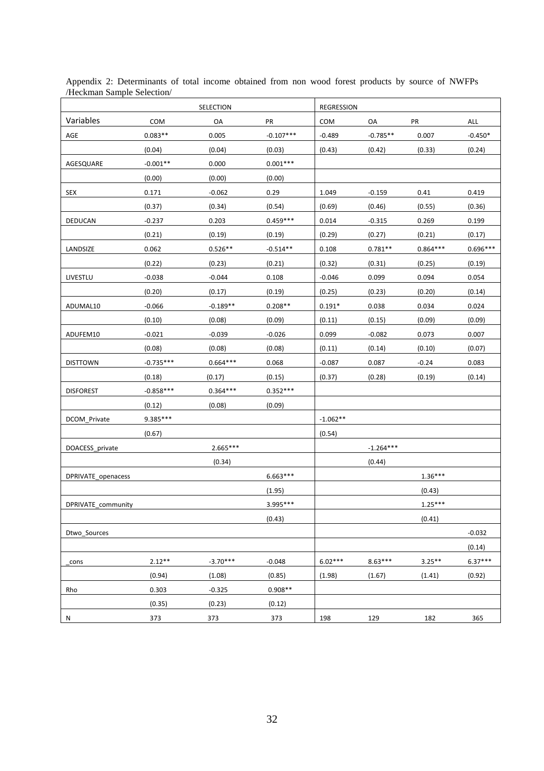Appendix 2: Determinants of total income obtained from non wood forest products by source of NWFPs /Heckman Sample Selection/

| | SELECTION | | | REGRESSION | | | |
|---|---|---|---|---|---|---|---|
| Variables | COM | OA | PR | COM | OA | PR | ALL |
| AGE | 0.083** | 0.005 | -0.107*** | -0.489 | -0.785** | 0.007 | -0.450* |
| | (0.04) | (0.04) | (0.03) | (0.43) | (0.42) | (0.33) | (0.24) |
| AGESQUARE | -0.001** | 0.000 | 0.001*** | | | | |
| | (0.00) | (0.00) | (0.00) | | | | |
| SEX | 0.171 | -0.062 | 0.29 | 1.049 | -0.159 | 0.41 | 0.419 |
| | (0.37) | (0.34) | (0.54) | (0.69) | (0.46) | (0.55) | (0.36) |
| DEDUCAN | -0.237 | 0.203 | 0.459*** | 0.014 | -0.315 | 0.269 | 0.199 |
| | (0.21) | (0.19) | (0.19) | (0.29) | (0.27) | (0.21) | (0.17) |
| LANDSIZE | 0.062 | 0.526** | -0.514** | 0.108 | 0.781** | 0.864*** | 0.696*** |
| | (0.22) | (0.23) | (0.21) | (0.32) | (0.31) | (0.25) | (0.19) |
| LIVESTLU | -0.038 | -0.044 | 0.108 | -0.046 | 0.099 | 0.094 | 0.054 |
| | (0.20) | (0.17) | (0.19) | (0.25) | (0.23) | (0.20) | (0.14) |
| ADUMAL10 | -0.066 | -0.189** | 0.208** | 0.191* | 0.038 | 0.034 | 0.024 |
| | (0.10) | (0.08) | (0.09) | (0.11) | (0.15) | (0.09) | (0.09) |
| ADUFEM10 | -0.021 | -0.039 | -0.026 | 0.099 | -0.082 | 0.073 | 0.007 |
| | (0.08) | (0.08) | (0.08) | (0.11) | (0.14) | (0.10) | (0.07) |
| DISTTOWN | -0.735*** | 0.664*** | 0.068 | -0.087 | 0.087 | -0.24 | 0.083 |
| | (0.18) | (0.17) | (0.15) | (0.37) | (0.28) | (0.19) | (0.14) |
| DISFOREST | -0.858*** | 0.364*** | 0.352*** | | | | |
| | (0.12) | (0.08) | (0.09) | | | | |
| DCOM_Private | 9.385*** | | | -1.062** | | | |
| | (0.67) | | | (0.54) | | | |
| DOACESS_private | | 2.665*** | | | -1.264*** | | |
| | | (0.34) | | | (0.44) | | |
| DPRIVATE_openacess | | | 6.663*** | | | 1.36*** | |
| | | | (1.95) | | | (0.43) | |
| DPRIVATE_community | | | 3.995*** | | | 1.25*** | |
| | | | (0.43) | | | (0.41) | |
| Dtwo_Sources | | | | | | | -0.032 |
| | | | | | | | (0.14) |
| _cons | 2.12** | -3.70*** | -0.048 | 6.02*** | 8.63*** | 3.25** | 6.37*** |
| | (0.94) | (1.08) | (0.85) | (1.98) | (1.67) | (1.41) | (0.92) |
| Rho | 0.303 | -0.325 | 0.908** | | | | |
| | (0.35) | (0.23) | (0.12) | | | | |
| N | 373 | 373 | 373 | 198 | 129 | 182 | 365 |